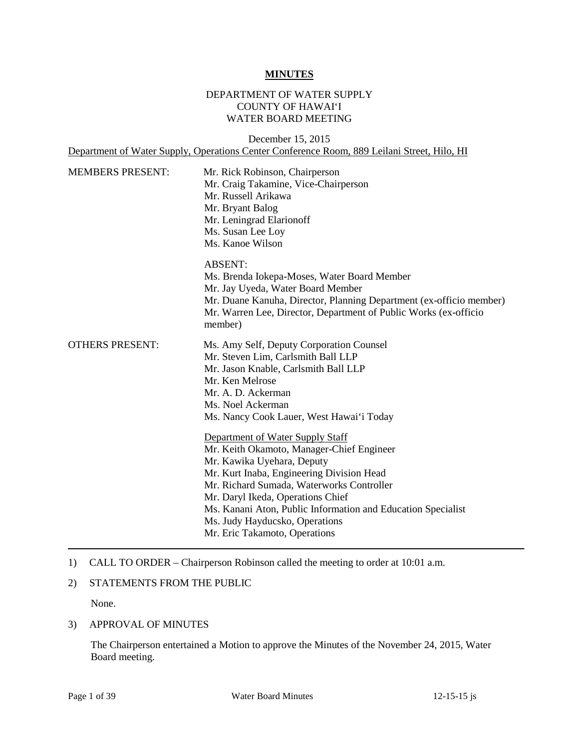**MINUTES**

DEPARTMENT OF WATER SUPPLY
COUNTY OF HAWAIʻI
WATER BOARD MEETING

December 15, 2015
Department of Water Supply, Operations Center Conference Room, 889 Leilani Street, Hilo, HI

MEMBERS PRESENT:

Mr. Rick Robinson, Chairperson
Mr. Craig Takamine, Vice-Chairperson
Mr. Russell Arikawa
Mr. Bryant Balog
Mr. Leningrad Elarionoff
Ms. Susan Lee Loy
Ms. Kanoe Wilson

ABSENT:
Ms. Brenda Iokepa-Moses, Water Board Member
Mr. Jay Uyeda, Water Board Member
Mr. Duane Kanuha, Director, Planning Department (ex-officio member)
Mr. Warren Lee, Director, Department of Public Works (ex-officio member)

OTHERS PRESENT:

Ms. Amy Self, Deputy Corporation Counsel
Mr. Steven Lim, Carlsmith Ball LLP
Mr. Jason Knable, Carlsmith Ball LLP
Mr. Ken Melrose
Mr. A. D. Ackerman
Ms. Noel Ackerman
Ms. Nancy Cook Lauer, West Hawaiʻi Today

Department of Water Supply Staff
Mr. Keith Okamoto, Manager-Chief Engineer
Mr. Kawika Uyehara, Deputy
Mr. Kurt Inaba, Engineering Division Head
Mr. Richard Sumada, Waterworks Controller
Mr. Daryl Ikeda, Operations Chief
Ms. Kanani Aton, Public Information and Education Specialist
Ms. Judy Hayducsko, Operations
Mr. Eric Takamoto, Operations

---

1) CALL TO ORDER – Chairperson Robinson called the meeting to order at 10:01 a.m.

2) STATEMENTS FROM THE PUBLIC

None.

3) APPROVAL OF MINUTES

The Chairperson entertained a Motion to approve the Minutes of the November 24, 2015, Water Board meeting.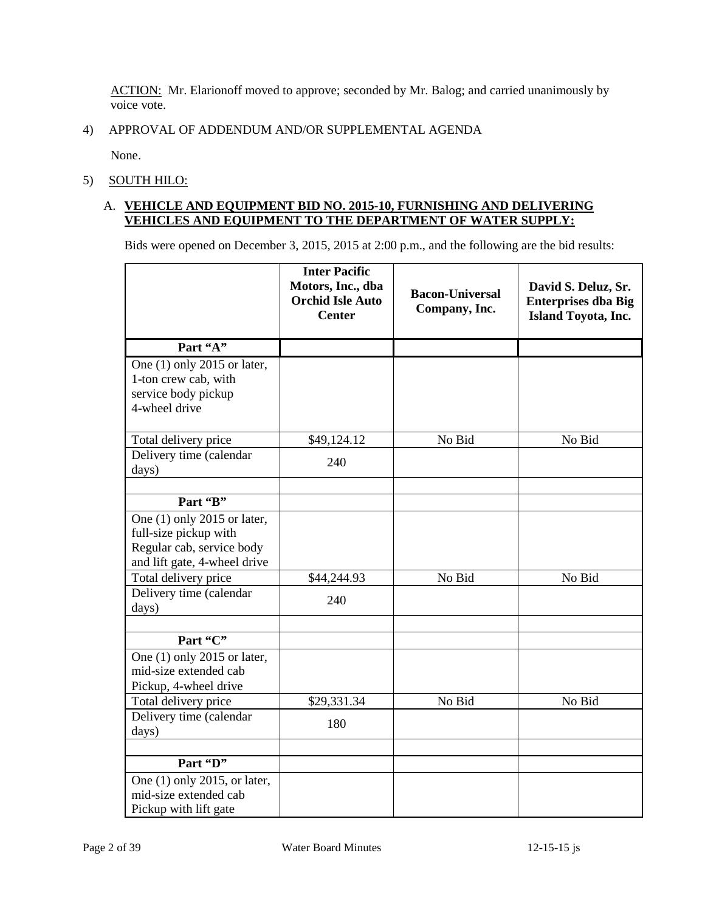ACTION: Mr. Elarionoff moved to approve; seconded by Mr. Balog; and carried unanimously by voice vote.

4) APPROVAL OF ADDENDUM AND/OR SUPPLEMENTAL AGENDA

None.

5) SOUTH HILO:

A. **VEHICLE AND EQUIPMENT BID NO. 2015-10, FURNISHING AND DELIVERING VEHICLES AND EQUIPMENT TO THE DEPARTMENT OF WATER SUPPLY:**

Bids were opened on December 3, 2015, 2015 at 2:00 p.m., and the following are the bid results:

| | **Inter Pacific Motors, Inc., dba Orchid Isle Auto Center** | **Bacon-Universal Company, Inc.** | **David S. Deluz, Sr. Enterprises dba Big Island Toyota, Inc.** |
|---|---|---|---|
| **Part "A"** | | | |
| One (1) only 2015 or later, 1-ton crew cab, with service body pickup 4-wheel drive | | | |
| Total delivery price | \$49,124.12 | No Bid | No Bid |
| Delivery time (calendar days) | 240 | | |
| | | | |
| **Part "B"** | | | |
| One (1) only 2015 or later, full-size pickup with Regular cab, service body and lift gate, 4-wheel drive | | | |
| Total delivery price | \$44,244.93 | No Bid | No Bid |
| Delivery time (calendar days) | 240 | | |
| | | | |
| **Part "C"** | | | |
| One (1) only 2015 or later, mid-size extended cab Pickup, 4-wheel drive | | | |
| Total delivery price | \$29,331.34 | No Bid | No Bid |
| Delivery time (calendar days) | 180 | | |
| | | | |
| **Part "D"** | | | |
| One (1) only 2015, or later, mid-size extended cab Pickup with lift gate | | | |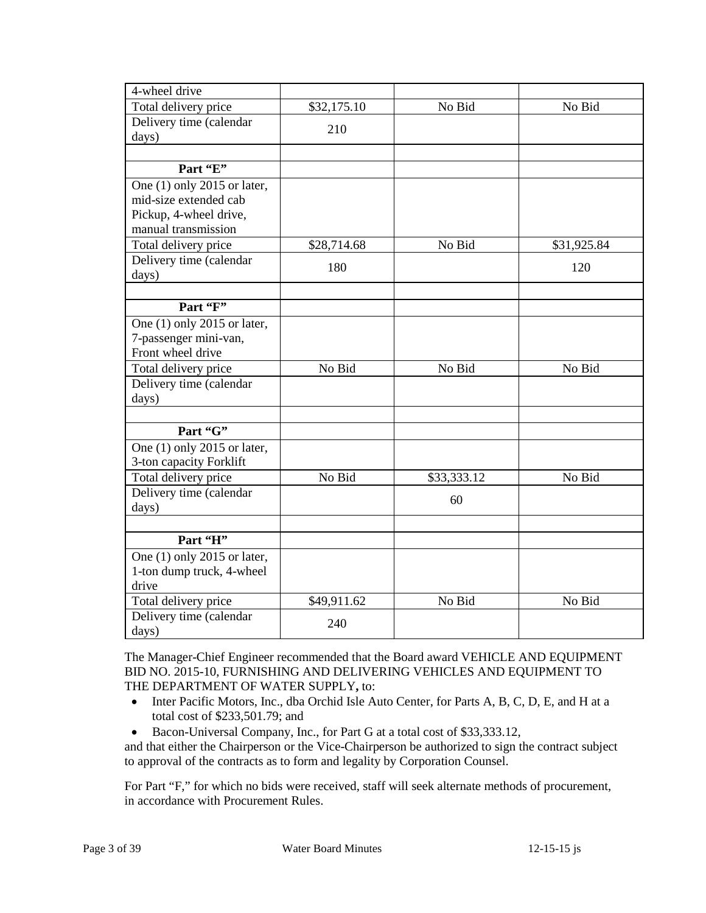| | | | |
|---|---|---|---|
| 4-wheel drive | | | |
| Total delivery price | $32,175.10 | No Bid | No Bid |
| Delivery time (calendar days) | 210 | | |
| | | | |
| **Part "E"** | | | |
| One (1) only 2015 or later, mid-size extended cab Pickup, 4-wheel drive, manual transmission | | | |
| Total delivery price | $28,714.68 | No Bid | $31,925.84 |
| Delivery time (calendar days) | 180 | | 120 |
| | | | |
| **Part "F"** | | | |
| One (1) only 2015 or later, 7-passenger mini-van, Front wheel drive | | | |
| Total delivery price | No Bid | No Bid | No Bid |
| Delivery time (calendar days) | | | |
| | | | |
| **Part "G"** | | | |
| One (1) only 2015 or later, 3-ton capacity Forklift | | | |
| Total delivery price | No Bid | $33,333.12 | No Bid |
| Delivery time (calendar days) | | 60 | |
| | | | |
| **Part "H"** | | | |
| One (1) only 2015 or later, 1-ton dump truck, 4-wheel drive | | | |
| Total delivery price | $49,911.62 | No Bid | No Bid |
| Delivery time (calendar days) | 240 | | |

The Manager-Chief Engineer recommended that the Board award VEHICLE AND EQUIPMENT BID NO. 2015-10, FURNISHING AND DELIVERING VEHICLES AND EQUIPMENT TO THE DEPARTMENT OF WATER SUPPLY**,** to:

- Inter Pacific Motors, Inc., dba Orchid Isle Auto Center, for Parts A, B, C, D, E, and H at a total cost of $233,501.79; and
- Bacon-Universal Company, Inc., for Part G at a total cost of $33,333.12,

and that either the Chairperson or the Vice-Chairperson be authorized to sign the contract subject to approval of the contracts as to form and legality by Corporation Counsel.

For Part "F," for which no bids were received, staff will seek alternate methods of procurement, in accordance with Procurement Rules.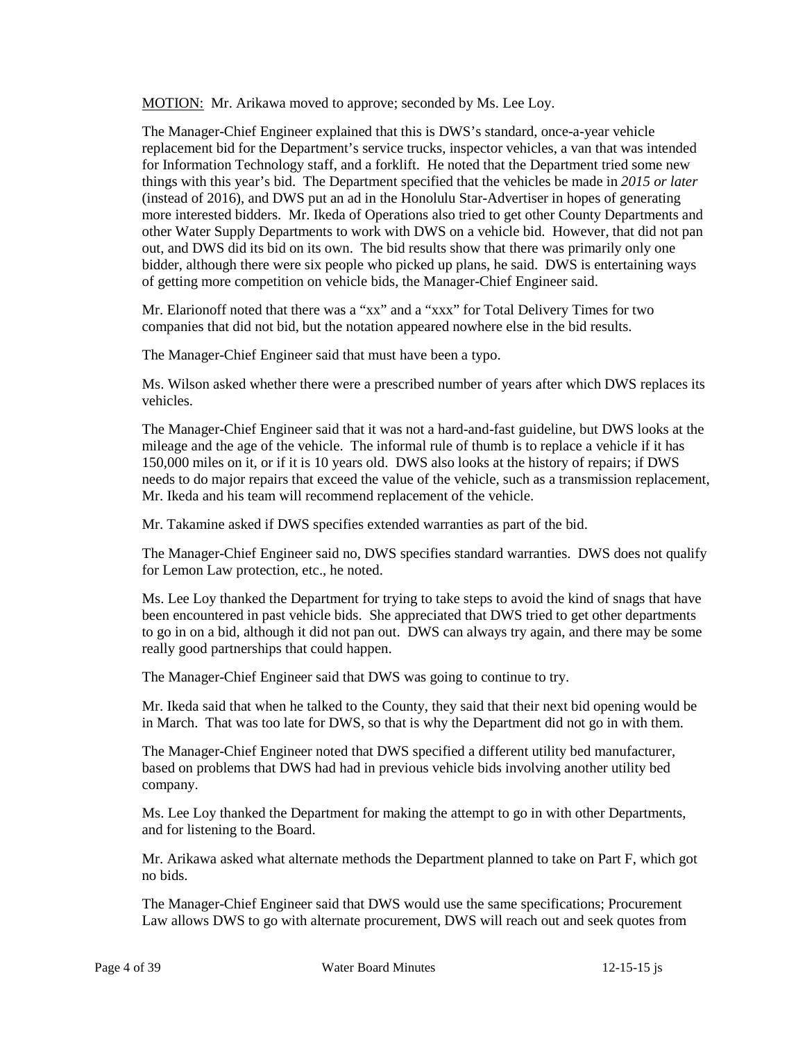<u>MOTION:</u> Mr. Arikawa moved to approve; seconded by Ms. Lee Loy.

The Manager-Chief Engineer explained that this is DWS's standard, once-a-year vehicle replacement bid for the Department's service trucks, inspector vehicles, a van that was intended for Information Technology staff, and a forklift. He noted that the Department tried some new things with this year's bid. The Department specified that the vehicles be made in *2015 or later* (instead of 2016), and DWS put an ad in the Honolulu Star-Advertiser in hopes of generating more interested bidders. Mr. Ikeda of Operations also tried to get other County Departments and other Water Supply Departments to work with DWS on a vehicle bid. However, that did not pan out, and DWS did its bid on its own. The bid results show that there was primarily only one bidder, although there were six people who picked up plans, he said. DWS is entertaining ways of getting more competition on vehicle bids, the Manager-Chief Engineer said.

Mr. Elarionoff noted that there was a "xx" and a "xxx" for Total Delivery Times for two companies that did not bid, but the notation appeared nowhere else in the bid results.

The Manager-Chief Engineer said that must have been a typo.

Ms. Wilson asked whether there were a prescribed number of years after which DWS replaces its vehicles.

The Manager-Chief Engineer said that it was not a hard-and-fast guideline, but DWS looks at the mileage and the age of the vehicle. The informal rule of thumb is to replace a vehicle if it has 150,000 miles on it, or if it is 10 years old. DWS also looks at the history of repairs; if DWS needs to do major repairs that exceed the value of the vehicle, such as a transmission replacement, Mr. Ikeda and his team will recommend replacement of the vehicle.

Mr. Takamine asked if DWS specifies extended warranties as part of the bid.

The Manager-Chief Engineer said no, DWS specifies standard warranties. DWS does not qualify for Lemon Law protection, etc., he noted.

Ms. Lee Loy thanked the Department for trying to take steps to avoid the kind of snags that have been encountered in past vehicle bids. She appreciated that DWS tried to get other departments to go in on a bid, although it did not pan out. DWS can always try again, and there may be some really good partnerships that could happen.

The Manager-Chief Engineer said that DWS was going to continue to try.

Mr. Ikeda said that when he talked to the County, they said that their next bid opening would be in March. That was too late for DWS, so that is why the Department did not go in with them.

The Manager-Chief Engineer noted that DWS specified a different utility bed manufacturer, based on problems that DWS had had in previous vehicle bids involving another utility bed company.

Ms. Lee Loy thanked the Department for making the attempt to go in with other Departments, and for listening to the Board.

Mr. Arikawa asked what alternate methods the Department planned to take on Part F, which got no bids.

The Manager-Chief Engineer said that DWS would use the same specifications; Procurement Law allows DWS to go with alternate procurement, DWS will reach out and seek quotes from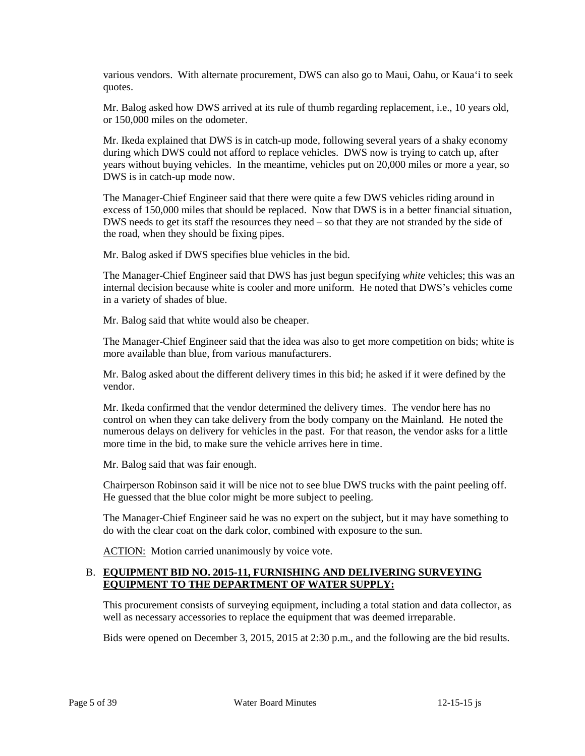various vendors. With alternate procurement, DWS can also go to Maui, Oahu, or Kaua'i to seek quotes.

Mr. Balog asked how DWS arrived at its rule of thumb regarding replacement, i.e., 10 years old, or 150,000 miles on the odometer.

Mr. Ikeda explained that DWS is in catch-up mode, following several years of a shaky economy during which DWS could not afford to replace vehicles. DWS now is trying to catch up, after years without buying vehicles. In the meantime, vehicles put on 20,000 miles or more a year, so DWS is in catch-up mode now.

The Manager-Chief Engineer said that there were quite a few DWS vehicles riding around in excess of 150,000 miles that should be replaced. Now that DWS is in a better financial situation, DWS needs to get its staff the resources they need – so that they are not stranded by the side of the road, when they should be fixing pipes.

Mr. Balog asked if DWS specifies blue vehicles in the bid.

The Manager-Chief Engineer said that DWS has just begun specifying *white* vehicles; this was an internal decision because white is cooler and more uniform. He noted that DWS's vehicles come in a variety of shades of blue.

Mr. Balog said that white would also be cheaper.

The Manager-Chief Engineer said that the idea was also to get more competition on bids; white is more available than blue, from various manufacturers.

Mr. Balog asked about the different delivery times in this bid; he asked if it were defined by the vendor.

Mr. Ikeda confirmed that the vendor determined the delivery times. The vendor here has no control on when they can take delivery from the body company on the Mainland. He noted the numerous delays on delivery for vehicles in the past. For that reason, the vendor asks for a little more time in the bid, to make sure the vehicle arrives here in time.

Mr. Balog said that was fair enough.

Chairperson Robinson said it will be nice not to see blue DWS trucks with the paint peeling off. He guessed that the blue color might be more subject to peeling.

The Manager-Chief Engineer said he was no expert on the subject, but it may have something to do with the clear coat on the dark color, combined with exposure to the sun.

ACTION: Motion carried unanimously by voice vote.

B. **EQUIPMENT BID NO. 2015-11, FURNISHING AND DELIVERING SURVEYING EQUIPMENT TO THE DEPARTMENT OF WATER SUPPLY:**

This procurement consists of surveying equipment, including a total station and data collector, as well as necessary accessories to replace the equipment that was deemed irreparable.

Bids were opened on December 3, 2015, 2015 at 2:30 p.m., and the following are the bid results.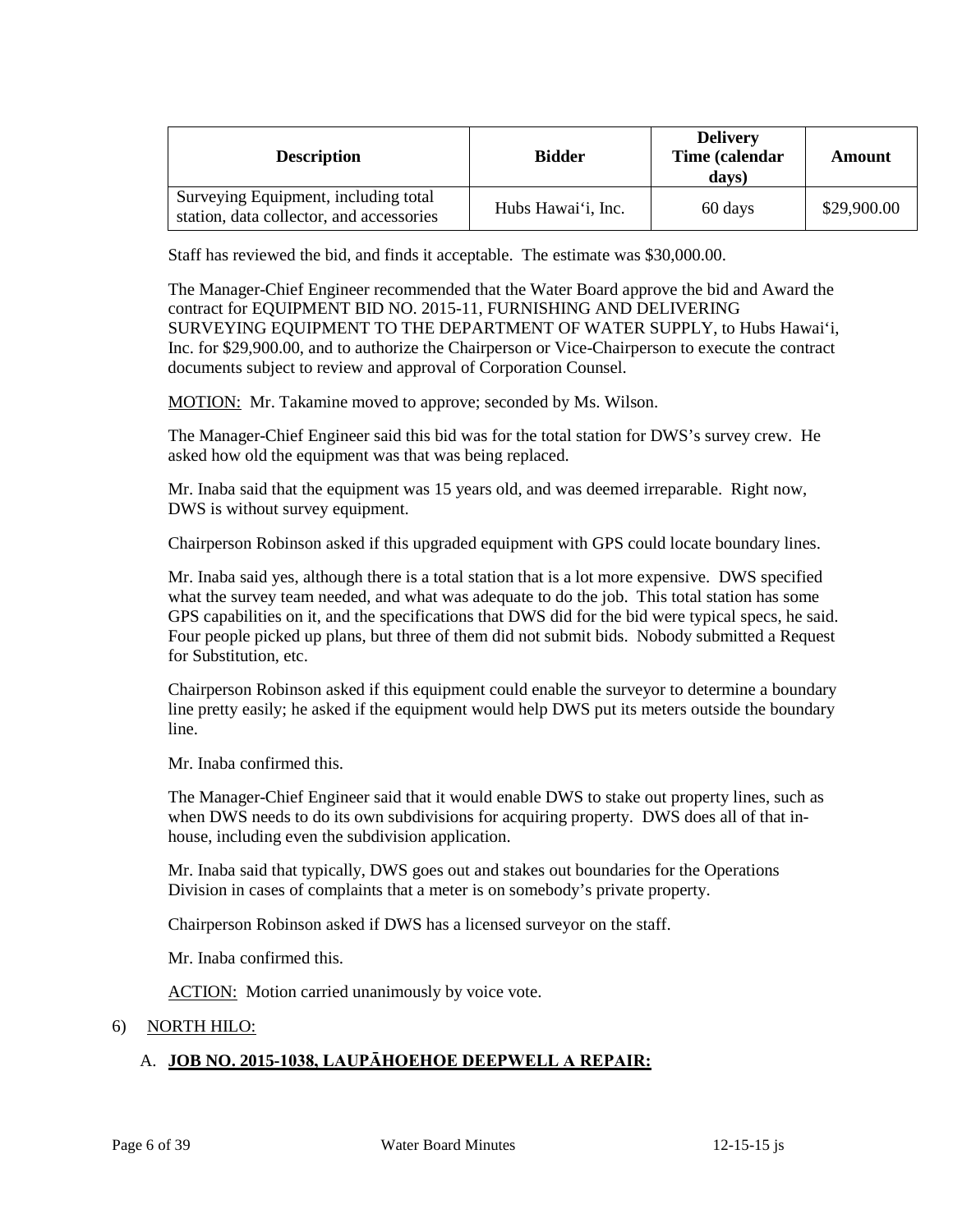| Description | Bidder | Delivery Time (calendar days) | Amount |
|---|---|---|---|
| Surveying Equipment, including total station, data collector, and accessories | Hubs Hawaiʻi, Inc. | 60 days | $29,900.00 |

Staff has reviewed the bid, and finds it acceptable. The estimate was $30,000.00.

The Manager-Chief Engineer recommended that the Water Board approve the bid and Award the contract for EQUIPMENT BID NO. 2015-11, FURNISHING AND DELIVERING SURVEYING EQUIPMENT TO THE DEPARTMENT OF WATER SUPPLY, to Hubs Hawaiʻi, Inc. for $29,900.00, and to authorize the Chairperson or Vice-Chairperson to execute the contract documents subject to review and approval of Corporation Counsel.

MOTION: Mr. Takamine moved to approve; seconded by Ms. Wilson.

The Manager-Chief Engineer said this bid was for the total station for DWS's survey crew. He asked how old the equipment was that was being replaced.

Mr. Inaba said that the equipment was 15 years old, and was deemed irreparable. Right now, DWS is without survey equipment.

Chairperson Robinson asked if this upgraded equipment with GPS could locate boundary lines.

Mr. Inaba said yes, although there is a total station that is a lot more expensive. DWS specified what the survey team needed, and what was adequate to do the job. This total station has some GPS capabilities on it, and the specifications that DWS did for the bid were typical specs, he said. Four people picked up plans, but three of them did not submit bids. Nobody submitted a Request for Substitution, etc.

Chairperson Robinson asked if this equipment could enable the surveyor to determine a boundary line pretty easily; he asked if the equipment would help DWS put its meters outside the boundary line.

Mr. Inaba confirmed this.

The Manager-Chief Engineer said that it would enable DWS to stake out property lines, such as when DWS needs to do its own subdivisions for acquiring property. DWS does all of that in-house, including even the subdivision application.

Mr. Inaba said that typically, DWS goes out and stakes out boundaries for the Operations Division in cases of complaints that a meter is on somebody's private property.

Chairperson Robinson asked if DWS has a licensed surveyor on the staff.

Mr. Inaba confirmed this.

ACTION: Motion carried unanimously by voice vote.

6) NORTH HILO:

A. **JOB NO. 2015-1038, LAUPĀHOEHOE DEEPWELL A REPAIR:**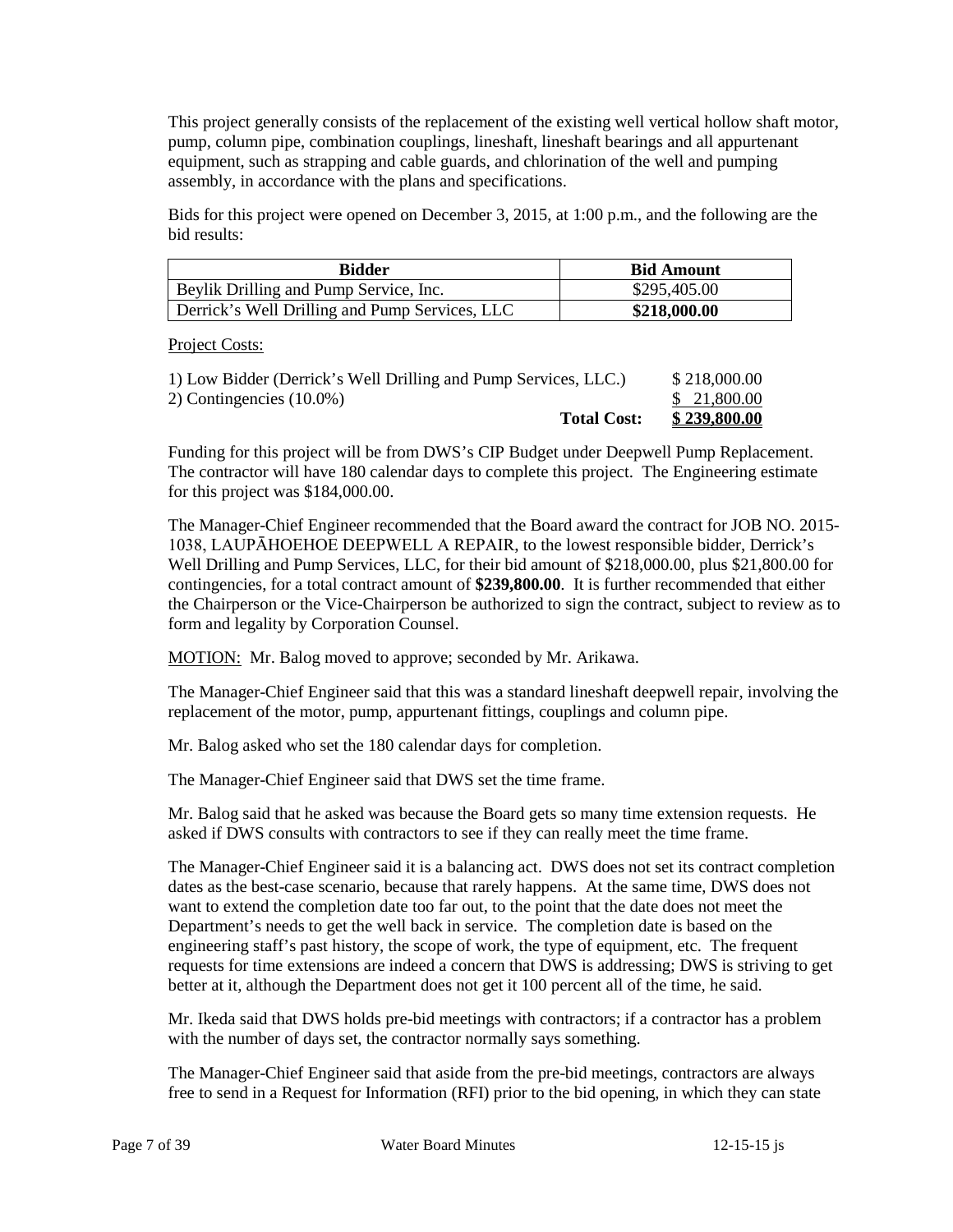This project generally consists of the replacement of the existing well vertical hollow shaft motor, pump, column pipe, combination couplings, lineshaft, lineshaft bearings and all appurtenant equipment, such as strapping and cable guards, and chlorination of the well and pumping assembly, in accordance with the plans and specifications.

Bids for this project were opened on December 3, 2015, at 1:00 p.m., and the following are the bid results:

| Bidder | Bid Amount |
|---|---|
| Beylik Drilling and Pump Service, Inc. | $295,405.00 |
| Derrick's Well Drilling and Pump Services, LLC | **$218,000.00** |

Project Costs:

| | | |
|---|---|---|
| 1) Low Bidder (Derrick's Well Drilling and Pump Services, LLC.) | | $ 218,000.00 |
| 2) Contingencies (10.0%) | | $ 21,800.00 |
| | **Total Cost:** | **$ 239,800.00** |

Funding for this project will be from DWS's CIP Budget under Deepwell Pump Replacement. The contractor will have 180 calendar days to complete this project. The Engineering estimate for this project was $184,000.00.

The Manager-Chief Engineer recommended that the Board award the contract for JOB NO. 2015-1038, LAUPĀHOEHOE DEEPWELL A REPAIR, to the lowest responsible bidder, Derrick's Well Drilling and Pump Services, LLC, for their bid amount of $218,000.00, plus $21,800.00 for contingencies, for a total contract amount of **$239,800.00**. It is further recommended that either the Chairperson or the Vice-Chairperson be authorized to sign the contract, subject to review as to form and legality by Corporation Counsel.

MOTION: Mr. Balog moved to approve; seconded by Mr. Arikawa.

The Manager-Chief Engineer said that this was a standard lineshaft deepwell repair, involving the replacement of the motor, pump, appurtenant fittings, couplings and column pipe.

Mr. Balog asked who set the 180 calendar days for completion.

The Manager-Chief Engineer said that DWS set the time frame.

Mr. Balog said that he asked was because the Board gets so many time extension requests. He asked if DWS consults with contractors to see if they can really meet the time frame.

The Manager-Chief Engineer said it is a balancing act. DWS does not set its contract completion dates as the best-case scenario, because that rarely happens. At the same time, DWS does not want to extend the completion date too far out, to the point that the date does not meet the Department's needs to get the well back in service. The completion date is based on the engineering staff's past history, the scope of work, the type of equipment, etc. The frequent requests for time extensions are indeed a concern that DWS is addressing; DWS is striving to get better at it, although the Department does not get it 100 percent all of the time, he said.

Mr. Ikeda said that DWS holds pre-bid meetings with contractors; if a contractor has a problem with the number of days set, the contractor normally says something.

The Manager-Chief Engineer said that aside from the pre-bid meetings, contractors are always free to send in a Request for Information (RFI) prior to the bid opening, in which they can state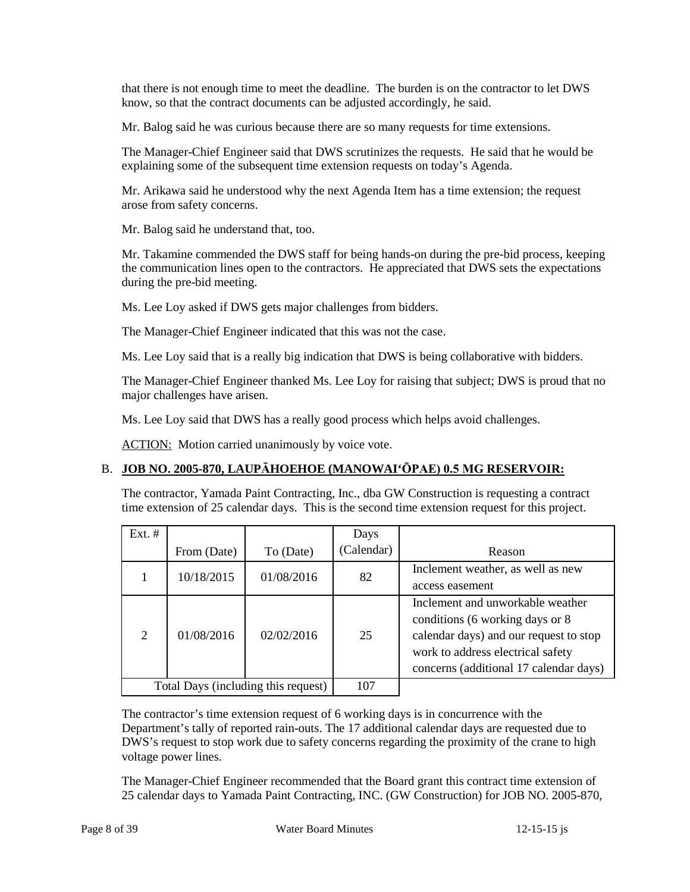that there is not enough time to meet the deadline. The burden is on the contractor to let DWS know, so that the contract documents can be adjusted accordingly, he said.

Mr. Balog said he was curious because there are so many requests for time extensions.

The Manager-Chief Engineer said that DWS scrutinizes the requests. He said that he would be explaining some of the subsequent time extension requests on today's Agenda.

Mr. Arikawa said he understood why the next Agenda Item has a time extension; the request arose from safety concerns.

Mr. Balog said he understand that, too.

Mr. Takamine commended the DWS staff for being hands-on during the pre-bid process, keeping the communication lines open to the contractors. He appreciated that DWS sets the expectations during the pre-bid meeting.

Ms. Lee Loy asked if DWS gets major challenges from bidders.

The Manager-Chief Engineer indicated that this was not the case.

Ms. Lee Loy said that is a really big indication that DWS is being collaborative with bidders.

The Manager-Chief Engineer thanked Ms. Lee Loy for raising that subject; DWS is proud that no major challenges have arisen.

Ms. Lee Loy said that DWS has a really good process which helps avoid challenges.

ACTION: Motion carried unanimously by voice vote.

B. **JOB NO. 2005-870, LAUPĀHOEHOE (MANOWAIʻŌPAE) 0.5 MG RESERVOIR:**

The contractor, Yamada Paint Contracting, Inc., dba GW Construction is requesting a contract time extension of 25 calendar days. This is the second time extension request for this project.

| Ext. # | From (Date) | To (Date) | Days (Calendar) | Reason |
|---|---|---|---|---|
| 1 | 10/18/2015 | 01/08/2016 | 82 | Inclement weather, as well as new access easement |
| 2 | 01/08/2016 | 02/02/2016 | 25 | Inclement and unworkable weather conditions (6 working days or 8 calendar days) and our request to stop work to address electrical safety concerns (additional 17 calendar days) |
| Total Days (including this request) | | | 107 | |

The contractor's time extension request of 6 working days is in concurrence with the Department's tally of reported rain-outs. The 17 additional calendar days are requested due to DWS's request to stop work due to safety concerns regarding the proximity of the crane to high voltage power lines.

The Manager-Chief Engineer recommended that the Board grant this contract time extension of 25 calendar days to Yamada Paint Contracting, INC. (GW Construction) for JOB NO. 2005-870,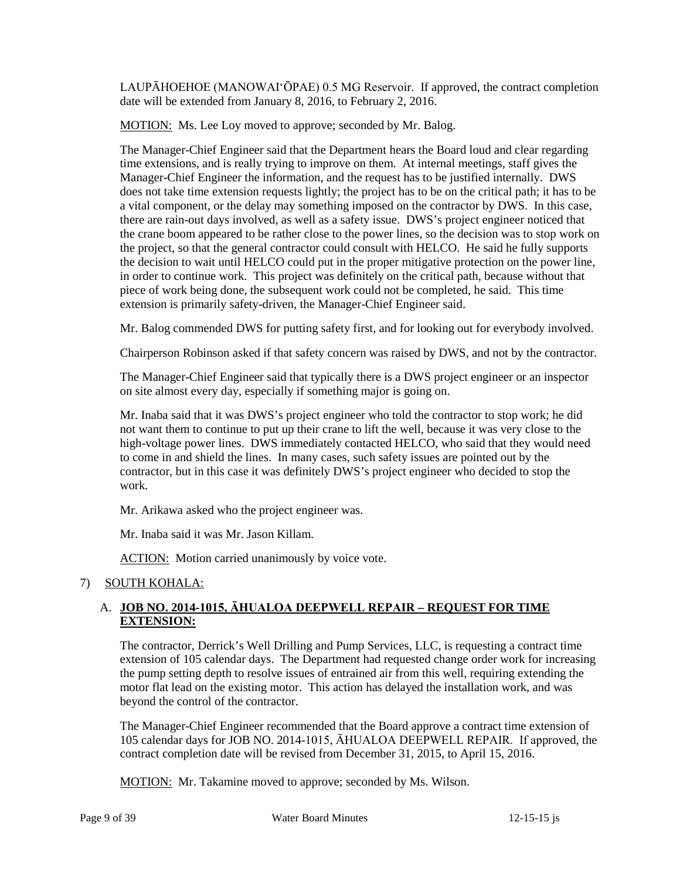LAUPĀHOEHOE (MANOWAIʻŌPAE) 0.5 MG Reservoir. If approved, the contract completion date will be extended from January 8, 2016, to February 2, 2016.

MOTION: Ms. Lee Loy moved to approve; seconded by Mr. Balog.

The Manager-Chief Engineer said that the Department hears the Board loud and clear regarding time extensions, and is really trying to improve on them. At internal meetings, staff gives the Manager-Chief Engineer the information, and the request has to be justified internally. DWS does not take time extension requests lightly; the project has to be on the critical path; it has to be a vital component, or the delay may something imposed on the contractor by DWS. In this case, there are rain-out days involved, as well as a safety issue. DWS's project engineer noticed that the crane boom appeared to be rather close to the power lines, so the decision was to stop work on the project, so that the general contractor could consult with HELCO. He said he fully supports the decision to wait until HELCO could put in the proper mitigative protection on the power line, in order to continue work. This project was definitely on the critical path, because without that piece of work being done, the subsequent work could not be completed, he said. This time extension is primarily safety-driven, the Manager-Chief Engineer said.

Mr. Balog commended DWS for putting safety first, and for looking out for everybody involved.

Chairperson Robinson asked if that safety concern was raised by DWS, and not by the contractor.

The Manager-Chief Engineer said that typically there is a DWS project engineer or an inspector on site almost every day, especially if something major is going on.

Mr. Inaba said that it was DWS's project engineer who told the contractor to stop work; he did not want them to continue to put up their crane to lift the well, because it was very close to the high-voltage power lines. DWS immediately contacted HELCO, who said that they would need to come in and shield the lines. In many cases, such safety issues are pointed out by the contractor, but in this case it was definitely DWS's project engineer who decided to stop the work.

Mr. Arikawa asked who the project engineer was.

Mr. Inaba said it was Mr. Jason Killam.

ACTION: Motion carried unanimously by voice vote.

7) SOUTH KOHALA:

A. **JOB NO. 2014-1015, ĀHUALOA DEEPWELL REPAIR – REQUEST FOR TIME EXTENSION:**

The contractor, Derrick's Well Drilling and Pump Services, LLC, is requesting a contract time extension of 105 calendar days. The Department had requested change order work for increasing the pump setting depth to resolve issues of entrained air from this well, requiring extending the motor flat lead on the existing motor. This action has delayed the installation work, and was beyond the control of the contractor.

The Manager-Chief Engineer recommended that the Board approve a contract time extension of 105 calendar days for JOB NO. 2014-1015, ĀHUALOA DEEPWELL REPAIR. If approved, the contract completion date will be revised from December 31, 2015, to April 15, 2016.

MOTION: Mr. Takamine moved to approve; seconded by Ms. Wilson.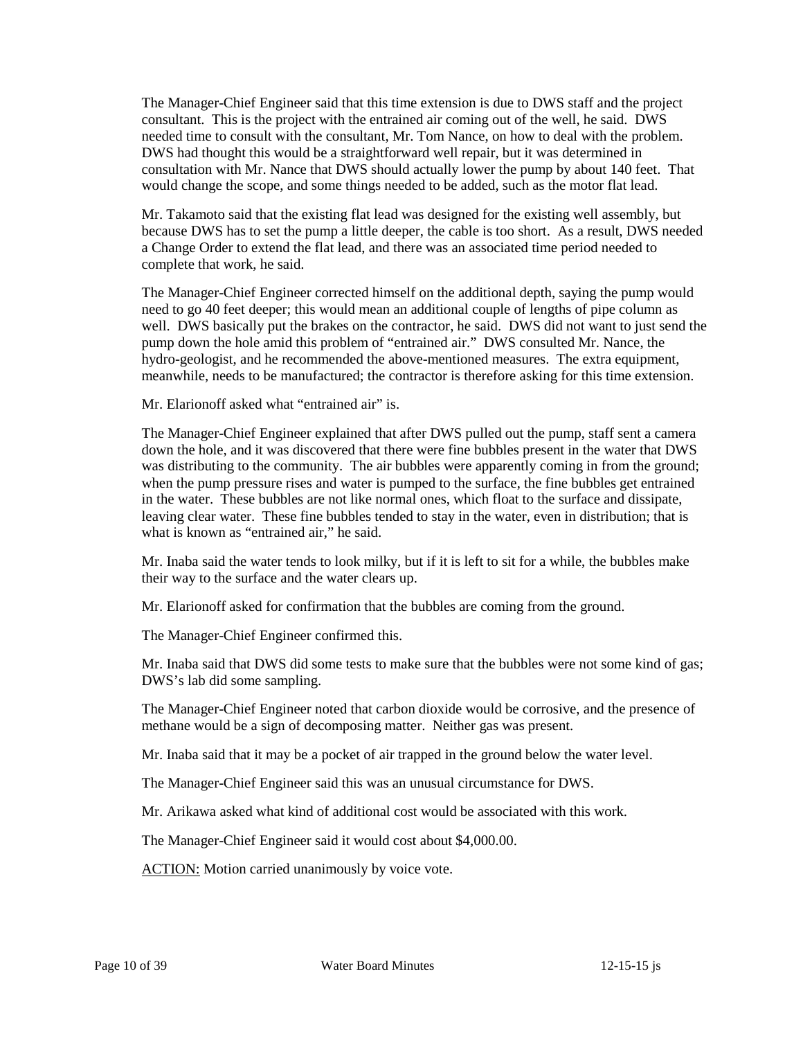The Manager-Chief Engineer said that this time extension is due to DWS staff and the project consultant. This is the project with the entrained air coming out of the well, he said. DWS needed time to consult with the consultant, Mr. Tom Nance, on how to deal with the problem. DWS had thought this would be a straightforward well repair, but it was determined in consultation with Mr. Nance that DWS should actually lower the pump by about 140 feet. That would change the scope, and some things needed to be added, such as the motor flat lead.

Mr. Takamoto said that the existing flat lead was designed for the existing well assembly, but because DWS has to set the pump a little deeper, the cable is too short. As a result, DWS needed a Change Order to extend the flat lead, and there was an associated time period needed to complete that work, he said.

The Manager-Chief Engineer corrected himself on the additional depth, saying the pump would need to go 40 feet deeper; this would mean an additional couple of lengths of pipe column as well. DWS basically put the brakes on the contractor, he said. DWS did not want to just send the pump down the hole amid this problem of "entrained air." DWS consulted Mr. Nance, the hydro-geologist, and he recommended the above-mentioned measures. The extra equipment, meanwhile, needs to be manufactured; the contractor is therefore asking for this time extension.

Mr. Elarionoff asked what "entrained air" is.

The Manager-Chief Engineer explained that after DWS pulled out the pump, staff sent a camera down the hole, and it was discovered that there were fine bubbles present in the water that DWS was distributing to the community. The air bubbles were apparently coming in from the ground; when the pump pressure rises and water is pumped to the surface, the fine bubbles get entrained in the water. These bubbles are not like normal ones, which float to the surface and dissipate, leaving clear water. These fine bubbles tended to stay in the water, even in distribution; that is what is known as "entrained air," he said.

Mr. Inaba said the water tends to look milky, but if it is left to sit for a while, the bubbles make their way to the surface and the water clears up.

Mr. Elarionoff asked for confirmation that the bubbles are coming from the ground.

The Manager-Chief Engineer confirmed this.

Mr. Inaba said that DWS did some tests to make sure that the bubbles were not some kind of gas; DWS's lab did some sampling.

The Manager-Chief Engineer noted that carbon dioxide would be corrosive, and the presence of methane would be a sign of decomposing matter. Neither gas was present.

Mr. Inaba said that it may be a pocket of air trapped in the ground below the water level.

The Manager-Chief Engineer said this was an unusual circumstance for DWS.

Mr. Arikawa asked what kind of additional cost would be associated with this work.

The Manager-Chief Engineer said it would cost about $4,000.00.

ACTION: Motion carried unanimously by voice vote.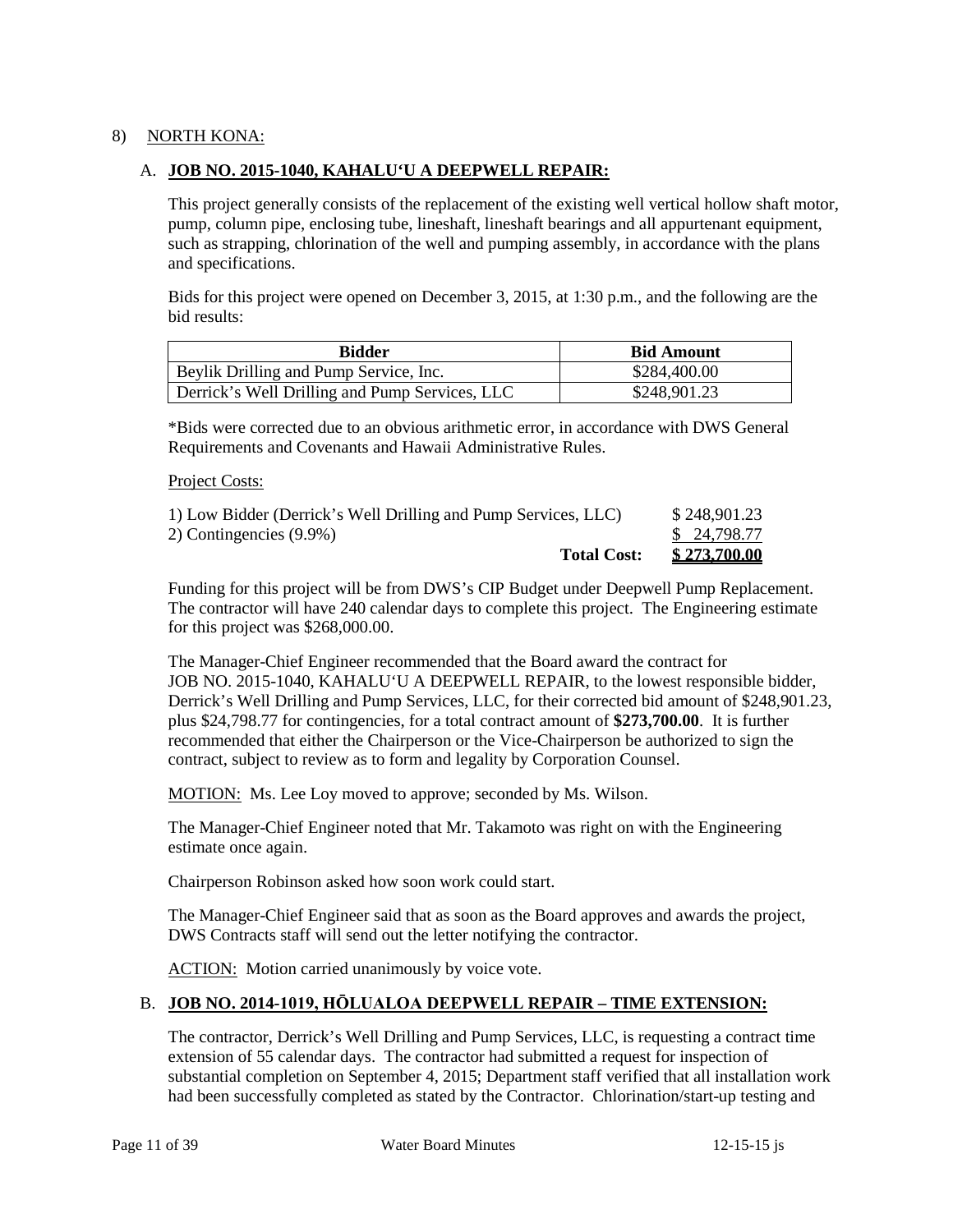8) NORTH KONA:

A. **JOB NO. 2015-1040, KAHALUʻU A DEEPWELL REPAIR:**

This project generally consists of the replacement of the existing well vertical hollow shaft motor, pump, column pipe, enclosing tube, lineshaft, lineshaft bearings and all appurtenant equipment, such as strapping, chlorination of the well and pumping assembly, in accordance with the plans and specifications.

Bids for this project were opened on December 3, 2015, at 1:30 p.m., and the following are the bid results:

| Bidder | Bid Amount |
|---|---|
| Beylik Drilling and Pump Service, Inc. | $284,400.00 |
| Derrick's Well Drilling and Pump Services, LLC | $248,901.23 |

*Bids were corrected due to an obvious arithmetic error, in accordance with DWS General Requirements and Covenants and Hawaii Administrative Rules.

Project Costs:

| | |
|---|---|
| 1) Low Bidder (Derrick's Well Drilling and Pump Services, LLC) | $ 248,901.23 |
| 2) Contingencies (9.9%) | $ 24,798.77 |
| **Total Cost:** | **$ 273,700.00** |

Funding for this project will be from DWS's CIP Budget under Deepwell Pump Replacement. The contractor will have 240 calendar days to complete this project. The Engineering estimate for this project was $268,000.00.

The Manager-Chief Engineer recommended that the Board award the contract for JOB NO. 2015-1040, KAHALUʻU A DEEPWELL REPAIR, to the lowest responsible bidder, Derrick's Well Drilling and Pump Services, LLC, for their corrected bid amount of $248,901.23, plus $24,798.77 for contingencies, for a total contract amount of **$273,700.00**. It is further recommended that either the Chairperson or the Vice-Chairperson be authorized to sign the contract, subject to review as to form and legality by Corporation Counsel.

MOTION: Ms. Lee Loy moved to approve; seconded by Ms. Wilson.

The Manager-Chief Engineer noted that Mr. Takamoto was right on with the Engineering estimate once again.

Chairperson Robinson asked how soon work could start.

The Manager-Chief Engineer said that as soon as the Board approves and awards the project, DWS Contracts staff will send out the letter notifying the contractor.

ACTION: Motion carried unanimously by voice vote.

B. **JOB NO. 2014-1019, HŌLUALOA DEEPWELL REPAIR – TIME EXTENSION:**

The contractor, Derrick's Well Drilling and Pump Services, LLC, is requesting a contract time extension of 55 calendar days. The contractor had submitted a request for inspection of substantial completion on September 4, 2015; Department staff verified that all installation work had been successfully completed as stated by the Contractor. Chlorination/start-up testing and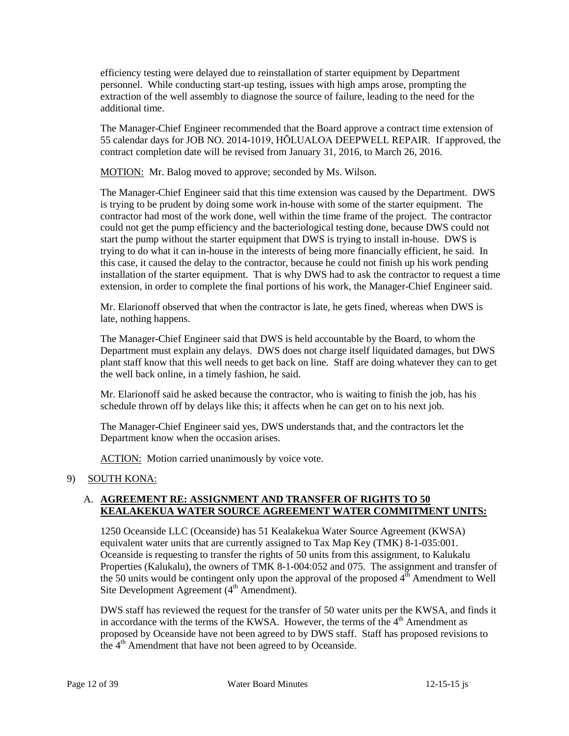efficiency testing were delayed due to reinstallation of starter equipment by Department personnel. While conducting start-up testing, issues with high amps arose, prompting the extraction of the well assembly to diagnose the source of failure, leading to the need for the additional time.

The Manager-Chief Engineer recommended that the Board approve a contract time extension of 55 calendar days for JOB NO. 2014-1019, HŌLUALOA DEEPWELL REPAIR. If approved, the contract completion date will be revised from January 31, 2016, to March 26, 2016.

MOTION: Mr. Balog moved to approve; seconded by Ms. Wilson.

The Manager-Chief Engineer said that this time extension was caused by the Department. DWS is trying to be prudent by doing some work in-house with some of the starter equipment. The contractor had most of the work done, well within the time frame of the project. The contractor could not get the pump efficiency and the bacteriological testing done, because DWS could not start the pump without the starter equipment that DWS is trying to install in-house. DWS is trying to do what it can in-house in the interests of being more financially efficient, he said. In this case, it caused the delay to the contractor, because he could not finish up his work pending installation of the starter equipment. That is why DWS had to ask the contractor to request a time extension, in order to complete the final portions of his work, the Manager-Chief Engineer said.

Mr. Elarionoff observed that when the contractor is late, he gets fined, whereas when DWS is late, nothing happens.

The Manager-Chief Engineer said that DWS is held accountable by the Board, to whom the Department must explain any delays. DWS does not charge itself liquidated damages, but DWS plant staff know that this well needs to get back on line. Staff are doing whatever they can to get the well back online, in a timely fashion, he said.

Mr. Elarionoff said he asked because the contractor, who is waiting to finish the job, has his schedule thrown off by delays like this; it affects when he can get on to his next job.

The Manager-Chief Engineer said yes, DWS understands that, and the contractors let the Department know when the occasion arises.

ACTION: Motion carried unanimously by voice vote.

9) SOUTH KONA:

A. **AGREEMENT RE: ASSIGNMENT AND TRANSFER OF RIGHTS TO 50 KEALAKEKUA WATER SOURCE AGREEMENT WATER COMMITMENT UNITS:**

1250 Oceanside LLC (Oceanside) has 51 Kealakekua Water Source Agreement (KWSA) equivalent water units that are currently assigned to Tax Map Key (TMK) 8-1-035:001. Oceanside is requesting to transfer the rights of 50 units from this assignment, to Kalukalu Properties (Kalukalu), the owners of TMK 8-1-004:052 and 075. The assignment and transfer of the 50 units would be contingent only upon the approval of the proposed 4th Amendment to Well Site Development Agreement (4th Amendment).

DWS staff has reviewed the request for the transfer of 50 water units per the KWSA, and finds it in accordance with the terms of the KWSA. However, the terms of the 4th Amendment as proposed by Oceanside have not been agreed to by DWS staff. Staff has proposed revisions to the 4th Amendment that have not been agreed to by Oceanside.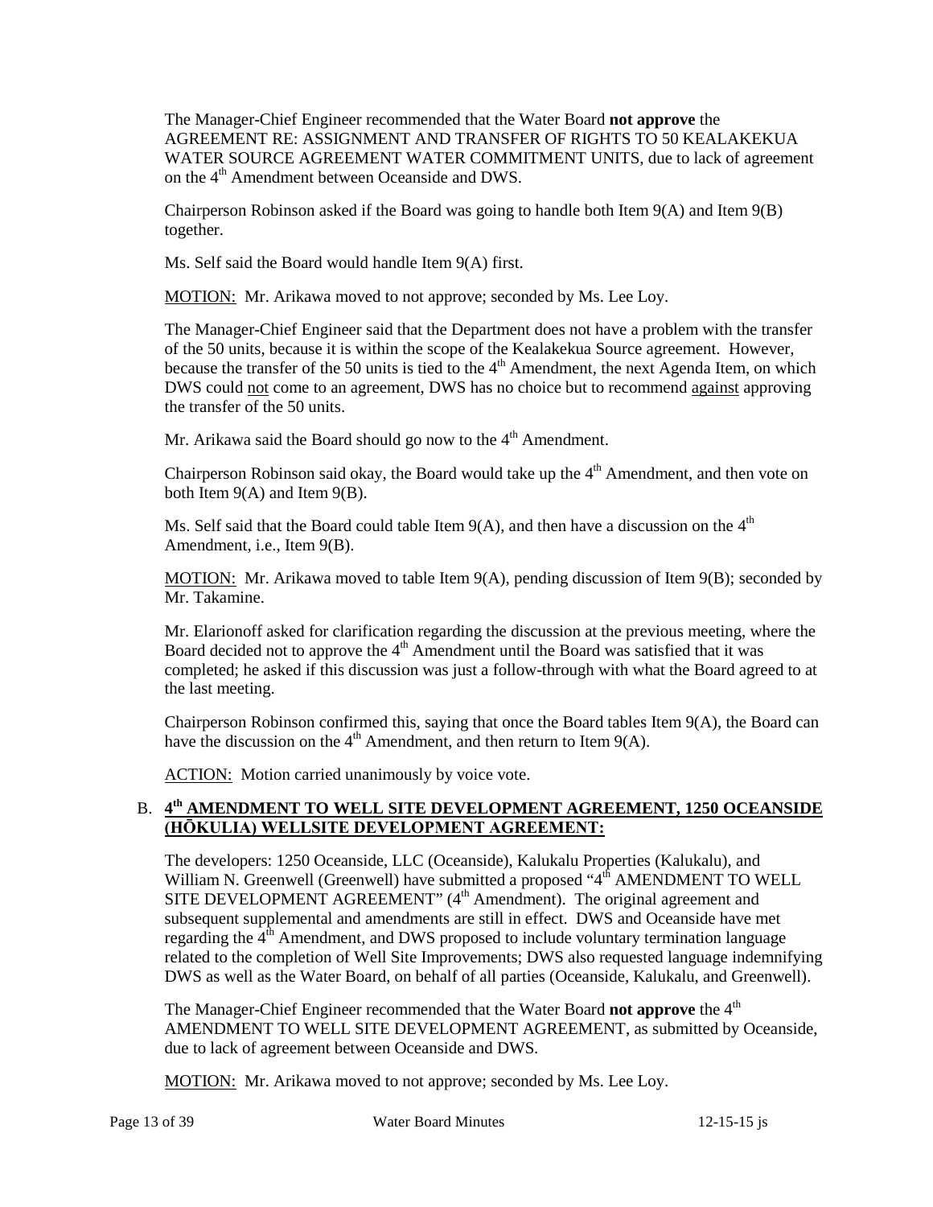The Manager-Chief Engineer recommended that the Water Board **not approve** the AGREEMENT RE: ASSIGNMENT AND TRANSFER OF RIGHTS TO 50 KEALAKEKUA WATER SOURCE AGREEMENT WATER COMMITMENT UNITS, due to lack of agreement on the 4th Amendment between Oceanside and DWS.

Chairperson Robinson asked if the Board was going to handle both Item 9(A) and Item 9(B) together.

Ms. Self said the Board would handle Item 9(A) first.

MOTION: Mr. Arikawa moved to not approve; seconded by Ms. Lee Loy.

The Manager-Chief Engineer said that the Department does not have a problem with the transfer of the 50 units, because it is within the scope of the Kealakekua Source agreement. However, because the transfer of the 50 units is tied to the 4th Amendment, the next Agenda Item, on which DWS could not come to an agreement, DWS has no choice but to recommend against approving the transfer of the 50 units.

Mr. Arikawa said the Board should go now to the 4th Amendment.

Chairperson Robinson said okay, the Board would take up the 4th Amendment, and then vote on both Item 9(A) and Item 9(B).

Ms. Self said that the Board could table Item 9(A), and then have a discussion on the 4th Amendment, i.e., Item 9(B).

MOTION: Mr. Arikawa moved to table Item 9(A), pending discussion of Item 9(B); seconded by Mr. Takamine.

Mr. Elarionoff asked for clarification regarding the discussion at the previous meeting, where the Board decided not to approve the 4th Amendment until the Board was satisfied that it was completed; he asked if this discussion was just a follow-through with what the Board agreed to at the last meeting.

Chairperson Robinson confirmed this, saying that once the Board tables Item 9(A), the Board can have the discussion on the 4th Amendment, and then return to Item 9(A).

ACTION: Motion carried unanimously by voice vote.

B. **4th AMENDMENT TO WELL SITE DEVELOPMENT AGREEMENT, 1250 OCEANSIDE (HŌKULIA) WELLSITE DEVELOPMENT AGREEMENT:**

The developers: 1250 Oceanside, LLC (Oceanside), Kalukalu Properties (Kalukalu), and William N. Greenwell (Greenwell) have submitted a proposed "4th AMENDMENT TO WELL SITE DEVELOPMENT AGREEMENT" (4th Amendment). The original agreement and subsequent supplemental and amendments are still in effect. DWS and Oceanside have met regarding the 4th Amendment, and DWS proposed to include voluntary termination language related to the completion of Well Site Improvements; DWS also requested language indemnifying DWS as well as the Water Board, on behalf of all parties (Oceanside, Kalukalu, and Greenwell).

The Manager-Chief Engineer recommended that the Water Board **not approve** the 4th AMENDMENT TO WELL SITE DEVELOPMENT AGREEMENT, as submitted by Oceanside, due to lack of agreement between Oceanside and DWS.

MOTION: Mr. Arikawa moved to not approve; seconded by Ms. Lee Loy.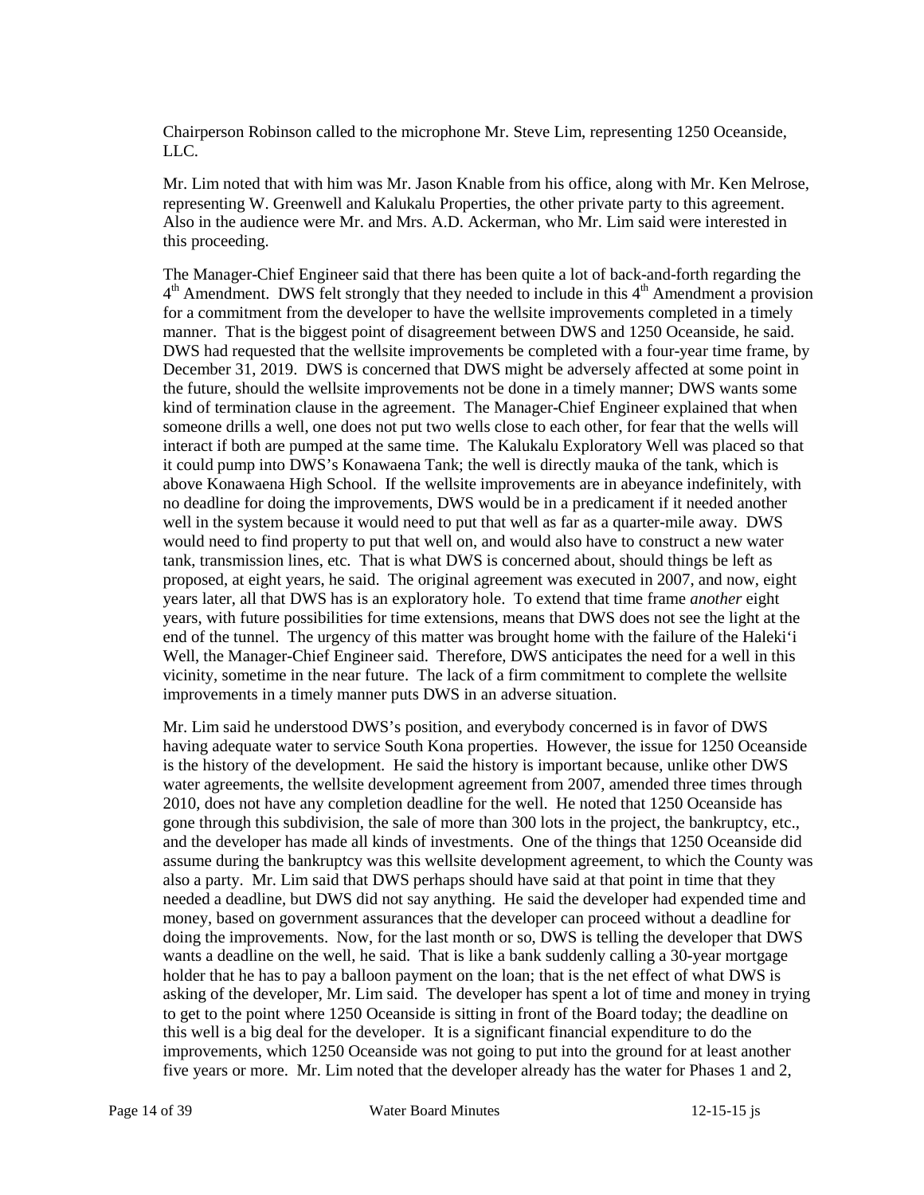Chairperson Robinson called to the microphone Mr. Steve Lim, representing 1250 Oceanside, LLC.

Mr. Lim noted that with him was Mr. Jason Knable from his office, along with Mr. Ken Melrose, representing W. Greenwell and Kalukalu Properties, the other private party to this agreement. Also in the audience were Mr. and Mrs. A.D. Ackerman, who Mr. Lim said were interested in this proceeding.

The Manager-Chief Engineer said that there has been quite a lot of back-and-forth regarding the 4th Amendment. DWS felt strongly that they needed to include in this 4th Amendment a provision for a commitment from the developer to have the wellsite improvements completed in a timely manner. That is the biggest point of disagreement between DWS and 1250 Oceanside, he said. DWS had requested that the wellsite improvements be completed with a four-year time frame, by December 31, 2019. DWS is concerned that DWS might be adversely affected at some point in the future, should the wellsite improvements not be done in a timely manner; DWS wants some kind of termination clause in the agreement. The Manager-Chief Engineer explained that when someone drills a well, one does not put two wells close to each other, for fear that the wells will interact if both are pumped at the same time. The Kalukalu Exploratory Well was placed so that it could pump into DWS's Konawaena Tank; the well is directly mauka of the tank, which is above Konawaena High School. If the wellsite improvements are in abeyance indefinitely, with no deadline for doing the improvements, DWS would be in a predicament if it needed another well in the system because it would need to put that well as far as a quarter-mile away. DWS would need to find property to put that well on, and would also have to construct a new water tank, transmission lines, etc. That is what DWS is concerned about, should things be left as proposed, at eight years, he said. The original agreement was executed in 2007, and now, eight years later, all that DWS has is an exploratory hole. To extend that time frame *another* eight years, with future possibilities for time extensions, means that DWS does not see the light at the end of the tunnel. The urgency of this matter was brought home with the failure of the Haleki'i Well, the Manager-Chief Engineer said. Therefore, DWS anticipates the need for a well in this vicinity, sometime in the near future. The lack of a firm commitment to complete the wellsite improvements in a timely manner puts DWS in an adverse situation.

Mr. Lim said he understood DWS's position, and everybody concerned is in favor of DWS having adequate water to service South Kona properties. However, the issue for 1250 Oceanside is the history of the development. He said the history is important because, unlike other DWS water agreements, the wellsite development agreement from 2007, amended three times through 2010, does not have any completion deadline for the well. He noted that 1250 Oceanside has gone through this subdivision, the sale of more than 300 lots in the project, the bankruptcy, etc., and the developer has made all kinds of investments. One of the things that 1250 Oceanside did assume during the bankruptcy was this wellsite development agreement, to which the County was also a party. Mr. Lim said that DWS perhaps should have said at that point in time that they needed a deadline, but DWS did not say anything. He said the developer had expended time and money, based on government assurances that the developer can proceed without a deadline for doing the improvements. Now, for the last month or so, DWS is telling the developer that DWS wants a deadline on the well, he said. That is like a bank suddenly calling a 30-year mortgage holder that he has to pay a balloon payment on the loan; that is the net effect of what DWS is asking of the developer, Mr. Lim said. The developer has spent a lot of time and money in trying to get to the point where 1250 Oceanside is sitting in front of the Board today; the deadline on this well is a big deal for the developer. It is a significant financial expenditure to do the improvements, which 1250 Oceanside was not going to put into the ground for at least another five years or more. Mr. Lim noted that the developer already has the water for Phases 1 and 2,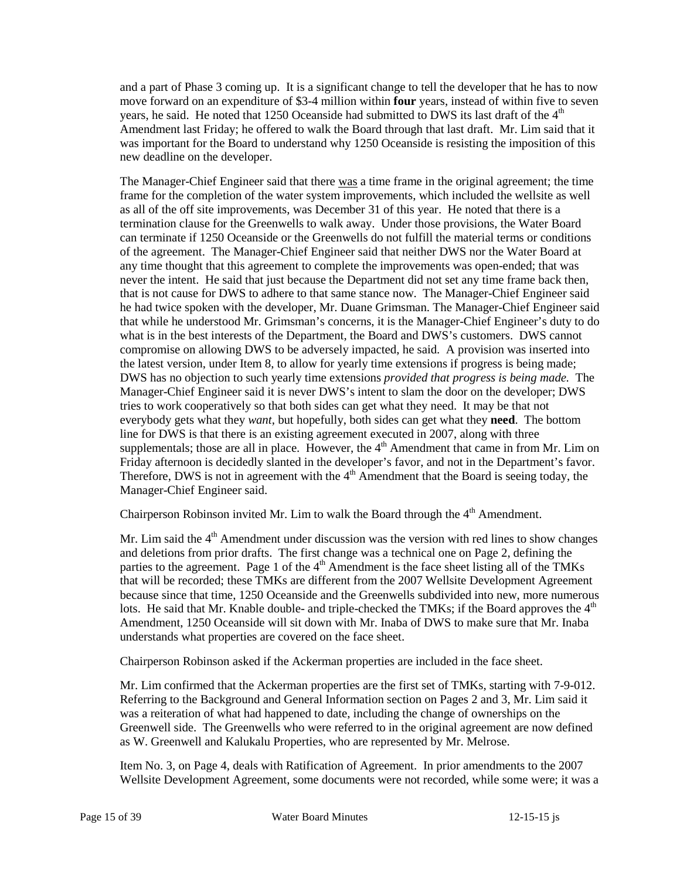and a part of Phase 3 coming up. It is a significant change to tell the developer that he has to now move forward on an expenditure of $3-4 million within **four** years, instead of within five to seven years, he said. He noted that 1250 Oceanside had submitted to DWS its last draft of the 4th Amendment last Friday; he offered to walk the Board through that last draft. Mr. Lim said that it was important for the Board to understand why 1250 Oceanside is resisting the imposition of this new deadline on the developer.

The Manager-Chief Engineer said that there was a time frame in the original agreement; the time frame for the completion of the water system improvements, which included the wellsite as well as all of the off site improvements, was December 31 of this year. He noted that there is a termination clause for the Greenwells to walk away. Under those provisions, the Water Board can terminate if 1250 Oceanside or the Greenwells do not fulfill the material terms or conditions of the agreement. The Manager-Chief Engineer said that neither DWS nor the Water Board at any time thought that this agreement to complete the improvements was open-ended; that was never the intent. He said that just because the Department did not set any time frame back then, that is not cause for DWS to adhere to that same stance now. The Manager-Chief Engineer said he had twice spoken with the developer, Mr. Duane Grimsman. The Manager-Chief Engineer said that while he understood Mr. Grimsman's concerns, it is the Manager-Chief Engineer's duty to do what is in the best interests of the Department, the Board and DWS's customers. DWS cannot compromise on allowing DWS to be adversely impacted, he said. A provision was inserted into the latest version, under Item 8, to allow for yearly time extensions if progress is being made; DWS has no objection to such yearly time extensions *provided that progress is being made.* The Manager-Chief Engineer said it is never DWS's intent to slam the door on the developer; DWS tries to work cooperatively so that both sides can get what they need. It may be that not everybody gets what they *want*, but hopefully, both sides can get what they **need**. The bottom line for DWS is that there is an existing agreement executed in 2007, along with three supplementals; those are all in place. However, the 4th Amendment that came in from Mr. Lim on Friday afternoon is decidedly slanted in the developer's favor, and not in the Department's favor. Therefore, DWS is not in agreement with the 4th Amendment that the Board is seeing today, the Manager-Chief Engineer said.

Chairperson Robinson invited Mr. Lim to walk the Board through the 4th Amendment.

Mr. Lim said the 4th Amendment under discussion was the version with red lines to show changes and deletions from prior drafts. The first change was a technical one on Page 2, defining the parties to the agreement. Page 1 of the 4th Amendment is the face sheet listing all of the TMKs that will be recorded; these TMKs are different from the 2007 Wellsite Development Agreement because since that time, 1250 Oceanside and the Greenwells subdivided into new, more numerous lots. He said that Mr. Knable double- and triple-checked the TMKs; if the Board approves the 4th Amendment, 1250 Oceanside will sit down with Mr. Inaba of DWS to make sure that Mr. Inaba understands what properties are covered on the face sheet.

Chairperson Robinson asked if the Ackerman properties are included in the face sheet.

Mr. Lim confirmed that the Ackerman properties are the first set of TMKs, starting with 7-9-012. Referring to the Background and General Information section on Pages 2 and 3, Mr. Lim said it was a reiteration of what had happened to date, including the change of ownerships on the Greenwell side. The Greenwells who were referred to in the original agreement are now defined as W. Greenwell and Kalukalu Properties, who are represented by Mr. Melrose.

Item No. 3, on Page 4, deals with Ratification of Agreement. In prior amendments to the 2007 Wellsite Development Agreement, some documents were not recorded, while some were; it was a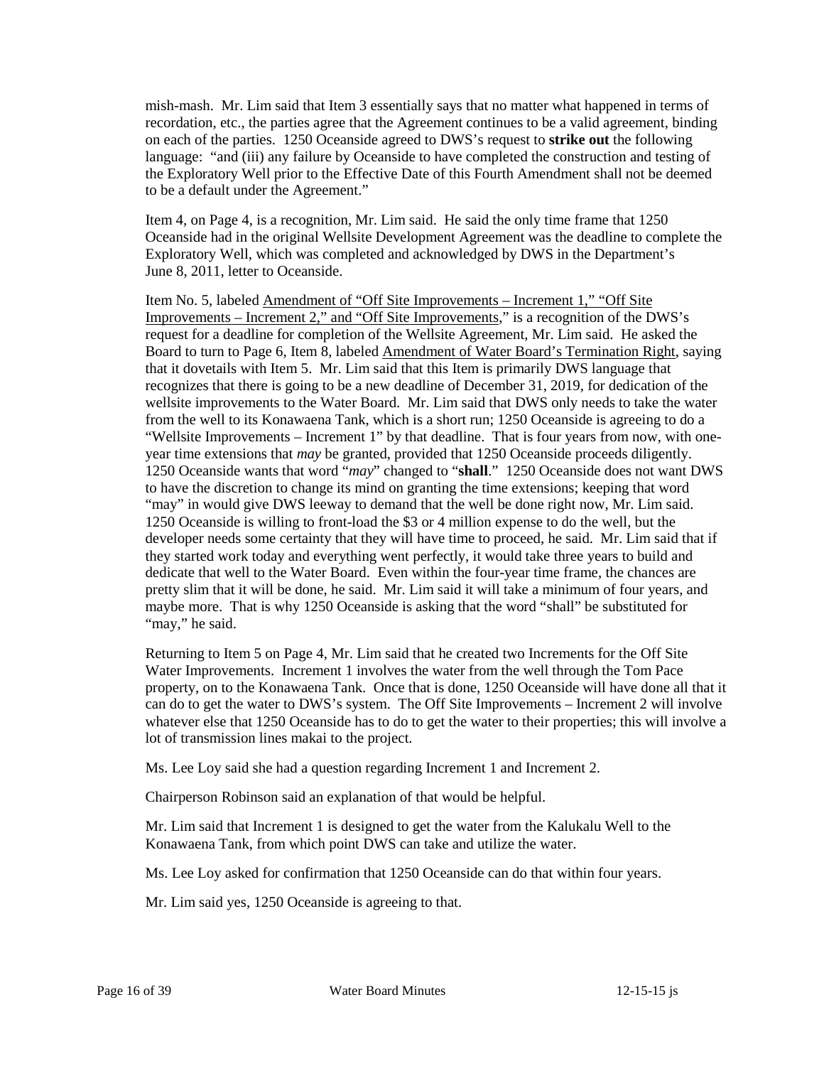mish-mash. Mr. Lim said that Item 3 essentially says that no matter what happened in terms of recordation, etc., the parties agree that the Agreement continues to be a valid agreement, binding on each of the parties. 1250 Oceanside agreed to DWS's request to **strike out** the following language: "and (iii) any failure by Oceanside to have completed the construction and testing of the Exploratory Well prior to the Effective Date of this Fourth Amendment shall not be deemed to be a default under the Agreement."

Item 4, on Page 4, is a recognition, Mr. Lim said. He said the only time frame that 1250 Oceanside had in the original Wellsite Development Agreement was the deadline to complete the Exploratory Well, which was completed and acknowledged by DWS in the Department's June 8, 2011, letter to Oceanside.

Item No. 5, labeled <u>Amendment of "Off Site Improvements – Increment 1," "Off Site Improvements – Increment 2," and "Off Site Improvements</u>," is a recognition of the DWS's request for a deadline for completion of the Wellsite Agreement, Mr. Lim said. He asked the Board to turn to Page 6, Item 8, labeled <u>Amendment of Water Board's Termination Right</u>, saying that it dovetails with Item 5. Mr. Lim said that this Item is primarily DWS language that recognizes that there is going to be a new deadline of December 31, 2019, for dedication of the wellsite improvements to the Water Board. Mr. Lim said that DWS only needs to take the water from the well to its Konawaena Tank, which is a short run; 1250 Oceanside is agreeing to do a "Wellsite Improvements – Increment 1" by that deadline. That is four years from now, with one-year time extensions that *may* be granted, provided that 1250 Oceanside proceeds diligently. 1250 Oceanside wants that word "*may*" changed to "**shall**." 1250 Oceanside does not want DWS to have the discretion to change its mind on granting the time extensions; keeping that word "may" in would give DWS leeway to demand that the well be done right now, Mr. Lim said. 1250 Oceanside is willing to front-load the $3 or 4 million expense to do the well, but the developer needs some certainty that they will have time to proceed, he said. Mr. Lim said that if they started work today and everything went perfectly, it would take three years to build and dedicate that well to the Water Board. Even within the four-year time frame, the chances are pretty slim that it will be done, he said. Mr. Lim said it will take a minimum of four years, and maybe more. That is why 1250 Oceanside is asking that the word "shall" be substituted for "may," he said.

Returning to Item 5 on Page 4, Mr. Lim said that he created two Increments for the Off Site Water Improvements. Increment 1 involves the water from the well through the Tom Pace property, on to the Konawaena Tank. Once that is done, 1250 Oceanside will have done all that it can do to get the water to DWS's system. The Off Site Improvements – Increment 2 will involve whatever else that 1250 Oceanside has to do to get the water to their properties; this will involve a lot of transmission lines makai to the project.

Ms. Lee Loy said she had a question regarding Increment 1 and Increment 2.

Chairperson Robinson said an explanation of that would be helpful.

Mr. Lim said that Increment 1 is designed to get the water from the Kalukalu Well to the Konawaena Tank, from which point DWS can take and utilize the water.

Ms. Lee Loy asked for confirmation that 1250 Oceanside can do that within four years.

Mr. Lim said yes, 1250 Oceanside is agreeing to that.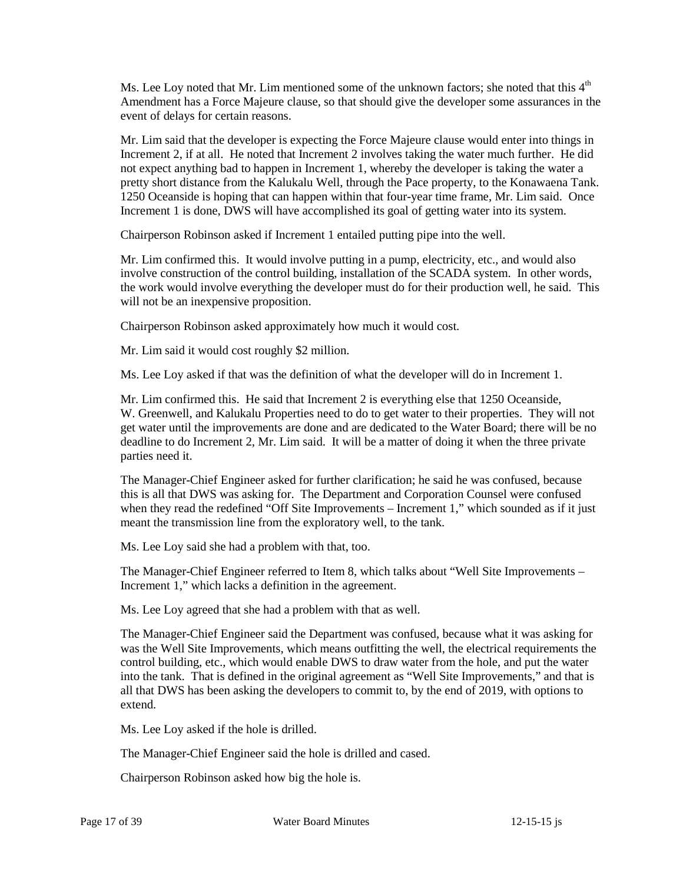Ms. Lee Loy noted that Mr. Lim mentioned some of the unknown factors; she noted that this 4th Amendment has a Force Majeure clause, so that should give the developer some assurances in the event of delays for certain reasons.

Mr. Lim said that the developer is expecting the Force Majeure clause would enter into things in Increment 2, if at all. He noted that Increment 2 involves taking the water much further. He did not expect anything bad to happen in Increment 1, whereby the developer is taking the water a pretty short distance from the Kalukalu Well, through the Pace property, to the Konawaena Tank. 1250 Oceanside is hoping that can happen within that four-year time frame, Mr. Lim said. Once Increment 1 is done, DWS will have accomplished its goal of getting water into its system.

Chairperson Robinson asked if Increment 1 entailed putting pipe into the well.

Mr. Lim confirmed this. It would involve putting in a pump, electricity, etc., and would also involve construction of the control building, installation of the SCADA system. In other words, the work would involve everything the developer must do for their production well, he said. This will not be an inexpensive proposition.

Chairperson Robinson asked approximately how much it would cost.

Mr. Lim said it would cost roughly $2 million.

Ms. Lee Loy asked if that was the definition of what the developer will do in Increment 1.

Mr. Lim confirmed this. He said that Increment 2 is everything else that 1250 Oceanside, W. Greenwell, and Kalukalu Properties need to do to get water to their properties. They will not get water until the improvements are done and are dedicated to the Water Board; there will be no deadline to do Increment 2, Mr. Lim said. It will be a matter of doing it when the three private parties need it.

The Manager-Chief Engineer asked for further clarification; he said he was confused, because this is all that DWS was asking for. The Department and Corporation Counsel were confused when they read the redefined "Off Site Improvements – Increment 1," which sounded as if it just meant the transmission line from the exploratory well, to the tank.

Ms. Lee Loy said she had a problem with that, too.

The Manager-Chief Engineer referred to Item 8, which talks about "Well Site Improvements – Increment 1," which lacks a definition in the agreement.

Ms. Lee Loy agreed that she had a problem with that as well.

The Manager-Chief Engineer said the Department was confused, because what it was asking for was the Well Site Improvements, which means outfitting the well, the electrical requirements the control building, etc., which would enable DWS to draw water from the hole, and put the water into the tank. That is defined in the original agreement as "Well Site Improvements," and that is all that DWS has been asking the developers to commit to, by the end of 2019, with options to extend.

Ms. Lee Loy asked if the hole is drilled.

The Manager-Chief Engineer said the hole is drilled and cased.

Chairperson Robinson asked how big the hole is.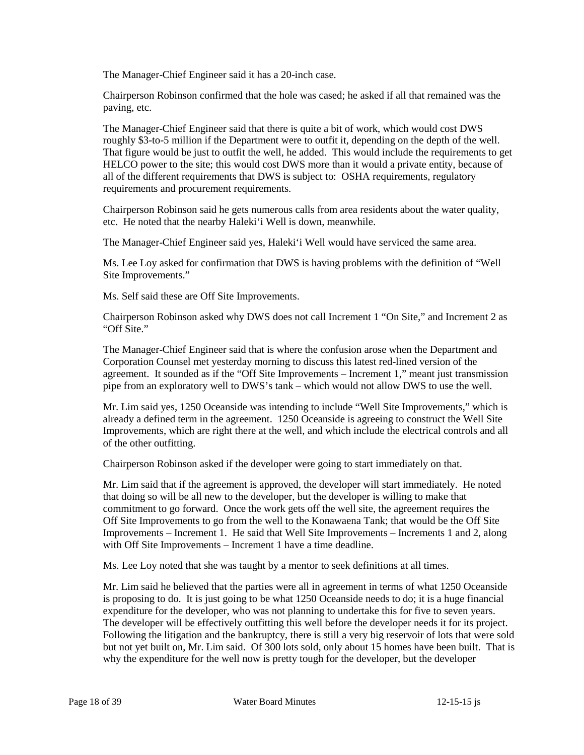The Manager-Chief Engineer said it has a 20-inch case.

Chairperson Robinson confirmed that the hole was cased; he asked if all that remained was the paving, etc.

The Manager-Chief Engineer said that there is quite a bit of work, which would cost DWS roughly $3-to-5 million if the Department were to outfit it, depending on the depth of the well. That figure would be just to outfit the well, he added. This would include the requirements to get HELCO power to the site; this would cost DWS more than it would a private entity, because of all of the different requirements that DWS is subject to: OSHA requirements, regulatory requirements and procurement requirements.

Chairperson Robinson said he gets numerous calls from area residents about the water quality, etc. He noted that the nearby Haleki'i Well is down, meanwhile.

The Manager-Chief Engineer said yes, Haleki'i Well would have serviced the same area.

Ms. Lee Loy asked for confirmation that DWS is having problems with the definition of "Well Site Improvements."

Ms. Self said these are Off Site Improvements.

Chairperson Robinson asked why DWS does not call Increment 1 "On Site," and Increment 2 as "Off Site."

The Manager-Chief Engineer said that is where the confusion arose when the Department and Corporation Counsel met yesterday morning to discuss this latest red-lined version of the agreement. It sounded as if the "Off Site Improvements – Increment 1," meant just transmission pipe from an exploratory well to DWS's tank – which would not allow DWS to use the well.

Mr. Lim said yes, 1250 Oceanside was intending to include "Well Site Improvements," which is already a defined term in the agreement. 1250 Oceanside is agreeing to construct the Well Site Improvements, which are right there at the well, and which include the electrical controls and all of the other outfitting.

Chairperson Robinson asked if the developer were going to start immediately on that.

Mr. Lim said that if the agreement is approved, the developer will start immediately. He noted that doing so will be all new to the developer, but the developer is willing to make that commitment to go forward. Once the work gets off the well site, the agreement requires the Off Site Improvements to go from the well to the Konawaena Tank; that would be the Off Site Improvements – Increment 1. He said that Well Site Improvements – Increments 1 and 2, along with Off Site Improvements – Increment 1 have a time deadline.

Ms. Lee Loy noted that she was taught by a mentor to seek definitions at all times.

Mr. Lim said he believed that the parties were all in agreement in terms of what 1250 Oceanside is proposing to do. It is just going to be what 1250 Oceanside needs to do; it is a huge financial expenditure for the developer, who was not planning to undertake this for five to seven years. The developer will be effectively outfitting this well before the developer needs it for its project. Following the litigation and the bankruptcy, there is still a very big reservoir of lots that were sold but not yet built on, Mr. Lim said. Of 300 lots sold, only about 15 homes have been built. That is why the expenditure for the well now is pretty tough for the developer, but the developer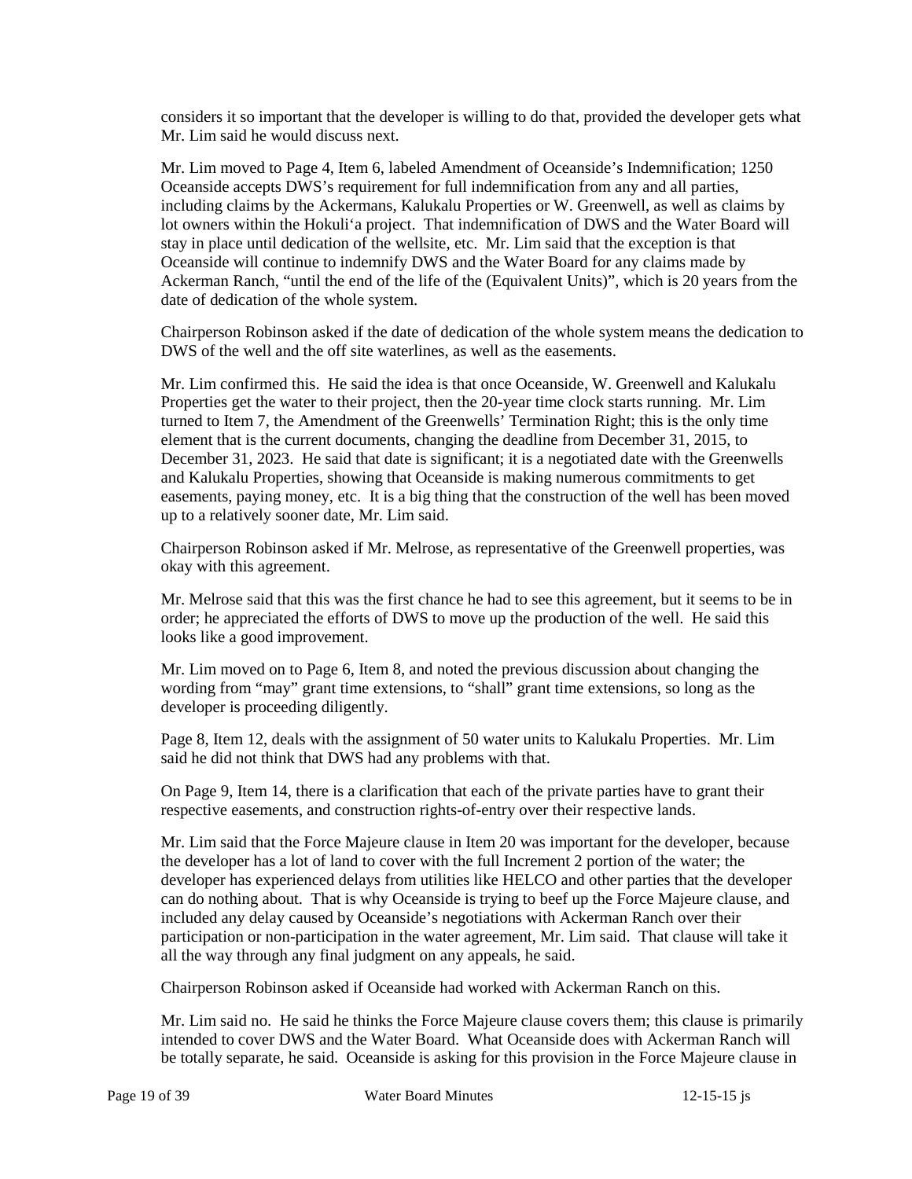considers it so important that the developer is willing to do that, provided the developer gets what Mr. Lim said he would discuss next.

Mr. Lim moved to Page 4, Item 6, labeled Amendment of Oceanside's Indemnification; 1250 Oceanside accepts DWS's requirement for full indemnification from any and all parties, including claims by the Ackermans, Kalukalu Properties or W. Greenwell, as well as claims by lot owners within the Hokuli'a project. That indemnification of DWS and the Water Board will stay in place until dedication of the wellsite, etc. Mr. Lim said that the exception is that Oceanside will continue to indemnify DWS and the Water Board for any claims made by Ackerman Ranch, "until the end of the life of the (Equivalent Units)", which is 20 years from the date of dedication of the whole system.

Chairperson Robinson asked if the date of dedication of the whole system means the dedication to DWS of the well and the off site waterlines, as well as the easements.

Mr. Lim confirmed this. He said the idea is that once Oceanside, W. Greenwell and Kalukalu Properties get the water to their project, then the 20-year time clock starts running. Mr. Lim turned to Item 7, the Amendment of the Greenwells' Termination Right; this is the only time element that is the current documents, changing the deadline from December 31, 2015, to December 31, 2023. He said that date is significant; it is a negotiated date with the Greenwells and Kalukalu Properties, showing that Oceanside is making numerous commitments to get easements, paying money, etc. It is a big thing that the construction of the well has been moved up to a relatively sooner date, Mr. Lim said.

Chairperson Robinson asked if Mr. Melrose, as representative of the Greenwell properties, was okay with this agreement.

Mr. Melrose said that this was the first chance he had to see this agreement, but it seems to be in order; he appreciated the efforts of DWS to move up the production of the well. He said this looks like a good improvement.

Mr. Lim moved on to Page 6, Item 8, and noted the previous discussion about changing the wording from "may" grant time extensions, to "shall" grant time extensions, so long as the developer is proceeding diligently.

Page 8, Item 12, deals with the assignment of 50 water units to Kalukalu Properties. Mr. Lim said he did not think that DWS had any problems with that.

On Page 9, Item 14, there is a clarification that each of the private parties have to grant their respective easements, and construction rights-of-entry over their respective lands.

Mr. Lim said that the Force Majeure clause in Item 20 was important for the developer, because the developer has a lot of land to cover with the full Increment 2 portion of the water; the developer has experienced delays from utilities like HELCO and other parties that the developer can do nothing about. That is why Oceanside is trying to beef up the Force Majeure clause, and included any delay caused by Oceanside's negotiations with Ackerman Ranch over their participation or non-participation in the water agreement, Mr. Lim said. That clause will take it all the way through any final judgment on any appeals, he said.

Chairperson Robinson asked if Oceanside had worked with Ackerman Ranch on this.

Mr. Lim said no. He said he thinks the Force Majeure clause covers them; this clause is primarily intended to cover DWS and the Water Board. What Oceanside does with Ackerman Ranch will be totally separate, he said. Oceanside is asking for this provision in the Force Majeure clause in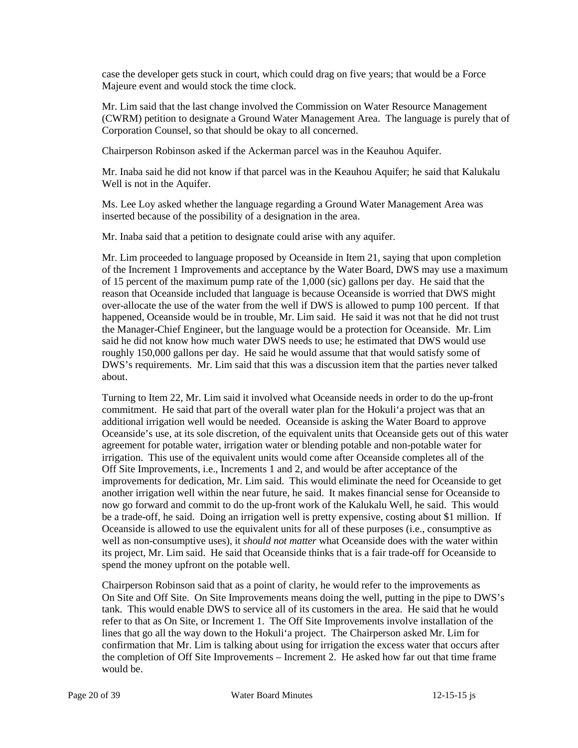case the developer gets stuck in court, which could drag on five years; that would be a Force Majeure event and would stock the time clock.

Mr. Lim said that the last change involved the Commission on Water Resource Management (CWRM) petition to designate a Ground Water Management Area. The language is purely that of Corporation Counsel, so that should be okay to all concerned.

Chairperson Robinson asked if the Ackerman parcel was in the Keauhou Aquifer.

Mr. Inaba said he did not know if that parcel was in the Keauhou Aquifer; he said that Kalukalu Well is not in the Aquifer.

Ms. Lee Loy asked whether the language regarding a Ground Water Management Area was inserted because of the possibility of a designation in the area.

Mr. Inaba said that a petition to designate could arise with any aquifer.

Mr. Lim proceeded to language proposed by Oceanside in Item 21, saying that upon completion of the Increment 1 Improvements and acceptance by the Water Board, DWS may use a maximum of 15 percent of the maximum pump rate of the 1,000 (sic) gallons per day. He said that the reason that Oceanside included that language is because Oceanside is worried that DWS might over-allocate the use of the water from the well if DWS is allowed to pump 100 percent. If that happened, Oceanside would be in trouble, Mr. Lim said. He said it was not that he did not trust the Manager-Chief Engineer, but the language would be a protection for Oceanside. Mr. Lim said he did not know how much water DWS needs to use; he estimated that DWS would use roughly 150,000 gallons per day. He said he would assume that that would satisfy some of DWS's requirements. Mr. Lim said that this was a discussion item that the parties never talked about.

Turning to Item 22, Mr. Lim said it involved what Oceanside needs in order to do the up-front commitment. He said that part of the overall water plan for the Hokuli'a project was that an additional irrigation well would be needed. Oceanside is asking the Water Board to approve Oceanside's use, at its sole discretion, of the equivalent units that Oceanside gets out of this water agreement for potable water, irrigation water or blending potable and non-potable water for irrigation. This use of the equivalent units would come after Oceanside completes all of the Off Site Improvements, i.e., Increments 1 and 2, and would be after acceptance of the improvements for dedication, Mr. Lim said. This would eliminate the need for Oceanside to get another irrigation well within the near future, he said. It makes financial sense for Oceanside to now go forward and commit to do the up-front work of the Kalukalu Well, he said. This would be a trade-off, he said. Doing an irrigation well is pretty expensive, costing about $1 million. If Oceanside is allowed to use the equivalent units for all of these purposes (i.e., consumptive as well as non-consumptive uses), it *should not matter* what Oceanside does with the water within its project, Mr. Lim said. He said that Oceanside thinks that is a fair trade-off for Oceanside to spend the money upfront on the potable well.

Chairperson Robinson said that as a point of clarity, he would refer to the improvements as On Site and Off Site. On Site Improvements means doing the well, putting in the pipe to DWS's tank. This would enable DWS to service all of its customers in the area. He said that he would refer to that as On Site, or Increment 1. The Off Site Improvements involve installation of the lines that go all the way down to the Hokuli'a project. The Chairperson asked Mr. Lim for confirmation that Mr. Lim is talking about using for irrigation the excess water that occurs after the completion of Off Site Improvements – Increment 2. He asked how far out that time frame would be.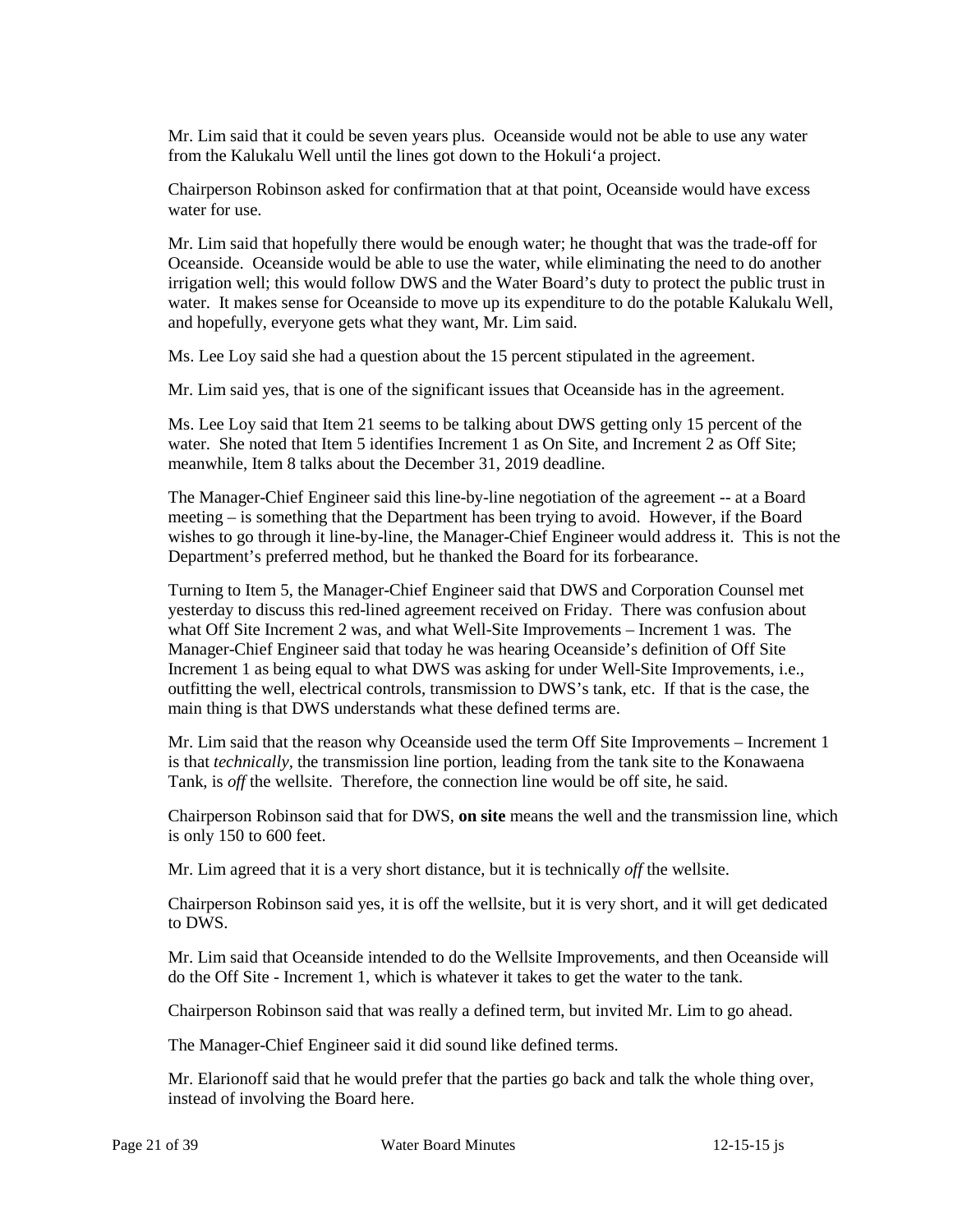Mr. Lim said that it could be seven years plus. Oceanside would not be able to use any water from the Kalukalu Well until the lines got down to the Hokuli'a project.

Chairperson Robinson asked for confirmation that at that point, Oceanside would have excess water for use.

Mr. Lim said that hopefully there would be enough water; he thought that was the trade-off for Oceanside. Oceanside would be able to use the water, while eliminating the need to do another irrigation well; this would follow DWS and the Water Board's duty to protect the public trust in water. It makes sense for Oceanside to move up its expenditure to do the potable Kalukalu Well, and hopefully, everyone gets what they want, Mr. Lim said.

Ms. Lee Loy said she had a question about the 15 percent stipulated in the agreement.

Mr. Lim said yes, that is one of the significant issues that Oceanside has in the agreement.

Ms. Lee Loy said that Item 21 seems to be talking about DWS getting only 15 percent of the water. She noted that Item 5 identifies Increment 1 as On Site, and Increment 2 as Off Site; meanwhile, Item 8 talks about the December 31, 2019 deadline.

The Manager-Chief Engineer said this line-by-line negotiation of the agreement -- at a Board meeting – is something that the Department has been trying to avoid. However, if the Board wishes to go through it line-by-line, the Manager-Chief Engineer would address it. This is not the Department's preferred method, but he thanked the Board for its forbearance.

Turning to Item 5, the Manager-Chief Engineer said that DWS and Corporation Counsel met yesterday to discuss this red-lined agreement received on Friday. There was confusion about what Off Site Increment 2 was, and what Well-Site Improvements – Increment 1 was. The Manager-Chief Engineer said that today he was hearing Oceanside's definition of Off Site Increment 1 as being equal to what DWS was asking for under Well-Site Improvements, i.e., outfitting the well, electrical controls, transmission to DWS's tank, etc. If that is the case, the main thing is that DWS understands what these defined terms are.

Mr. Lim said that the reason why Oceanside used the term Off Site Improvements – Increment 1 is that *technically*, the transmission line portion, leading from the tank site to the Konawaena Tank, is *off* the wellsite. Therefore, the connection line would be off site, he said.

Chairperson Robinson said that for DWS, **on site** means the well and the transmission line, which is only 150 to 600 feet.

Mr. Lim agreed that it is a very short distance, but it is technically *off* the wellsite.

Chairperson Robinson said yes, it is off the wellsite, but it is very short, and it will get dedicated to DWS.

Mr. Lim said that Oceanside intended to do the Wellsite Improvements, and then Oceanside will do the Off Site - Increment 1, which is whatever it takes to get the water to the tank.

Chairperson Robinson said that was really a defined term, but invited Mr. Lim to go ahead.

The Manager-Chief Engineer said it did sound like defined terms.

Mr. Elarionoff said that he would prefer that the parties go back and talk the whole thing over, instead of involving the Board here.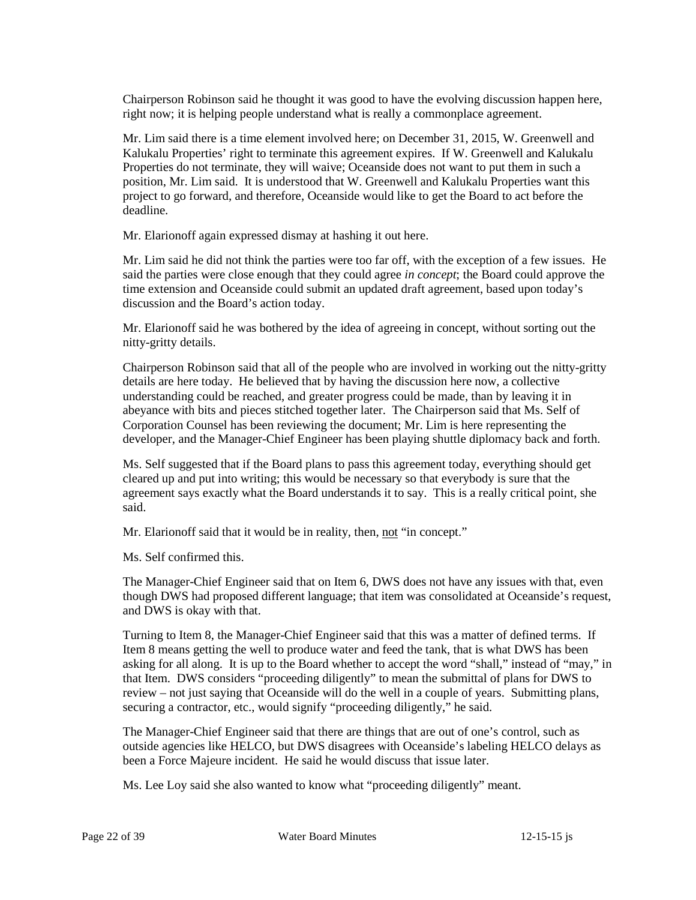Chairperson Robinson said he thought it was good to have the evolving discussion happen here, right now; it is helping people understand what is really a commonplace agreement.

Mr. Lim said there is a time element involved here; on December 31, 2015, W. Greenwell and Kalukalu Properties' right to terminate this agreement expires. If W. Greenwell and Kalukalu Properties do not terminate, they will waive; Oceanside does not want to put them in such a position, Mr. Lim said. It is understood that W. Greenwell and Kalukalu Properties want this project to go forward, and therefore, Oceanside would like to get the Board to act before the deadline.

Mr. Elarionoff again expressed dismay at hashing it out here.

Mr. Lim said he did not think the parties were too far off, with the exception of a few issues. He said the parties were close enough that they could agree *in concept*; the Board could approve the time extension and Oceanside could submit an updated draft agreement, based upon today's discussion and the Board's action today.

Mr. Elarionoff said he was bothered by the idea of agreeing in concept, without sorting out the nitty-gritty details.

Chairperson Robinson said that all of the people who are involved in working out the nitty-gritty details are here today. He believed that by having the discussion here now, a collective understanding could be reached, and greater progress could be made, than by leaving it in abeyance with bits and pieces stitched together later. The Chairperson said that Ms. Self of Corporation Counsel has been reviewing the document; Mr. Lim is here representing the developer, and the Manager-Chief Engineer has been playing shuttle diplomacy back and forth.

Ms. Self suggested that if the Board plans to pass this agreement today, everything should get cleared up and put into writing; this would be necessary so that everybody is sure that the agreement says exactly what the Board understands it to say. This is a really critical point, she said.

Mr. Elarionoff said that it would be in reality, then, <u>not</u> "in concept."

Ms. Self confirmed this.

The Manager-Chief Engineer said that on Item 6, DWS does not have any issues with that, even though DWS had proposed different language; that item was consolidated at Oceanside's request, and DWS is okay with that.

Turning to Item 8, the Manager-Chief Engineer said that this was a matter of defined terms. If Item 8 means getting the well to produce water and feed the tank, that is what DWS has been asking for all along. It is up to the Board whether to accept the word "shall," instead of "may," in that Item. DWS considers "proceeding diligently" to mean the submittal of plans for DWS to review – not just saying that Oceanside will do the well in a couple of years. Submitting plans, securing a contractor, etc., would signify "proceeding diligently," he said.

The Manager-Chief Engineer said that there are things that are out of one's control, such as outside agencies like HELCO, but DWS disagrees with Oceanside's labeling HELCO delays as been a Force Majeure incident. He said he would discuss that issue later.

Ms. Lee Loy said she also wanted to know what "proceeding diligently" meant.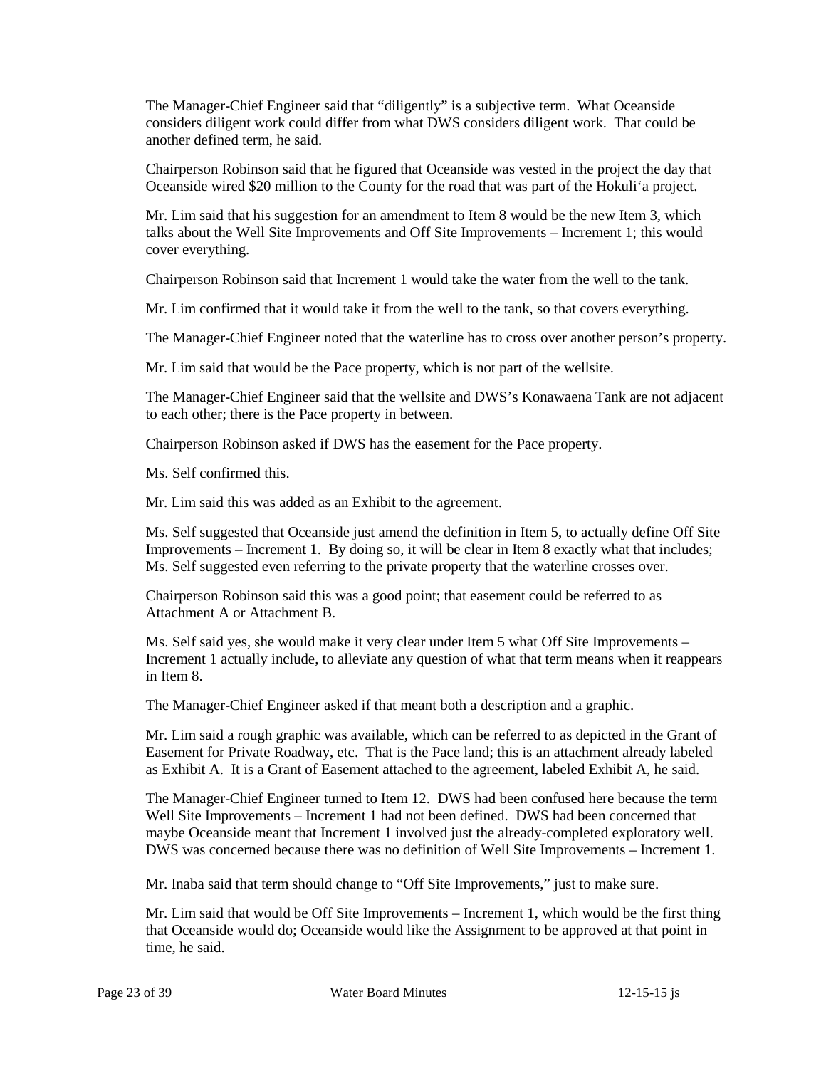The Manager-Chief Engineer said that "diligently" is a subjective term. What Oceanside considers diligent work could differ from what DWS considers diligent work. That could be another defined term, he said.

Chairperson Robinson said that he figured that Oceanside was vested in the project the day that Oceanside wired $20 million to the County for the road that was part of the Hokuli'a project.

Mr. Lim said that his suggestion for an amendment to Item 8 would be the new Item 3, which talks about the Well Site Improvements and Off Site Improvements – Increment 1; this would cover everything.

Chairperson Robinson said that Increment 1 would take the water from the well to the tank.

Mr. Lim confirmed that it would take it from the well to the tank, so that covers everything.

The Manager-Chief Engineer noted that the waterline has to cross over another person's property.

Mr. Lim said that would be the Pace property, which is not part of the wellsite.

The Manager-Chief Engineer said that the wellsite and DWS's Konawaena Tank are not adjacent to each other; there is the Pace property in between.

Chairperson Robinson asked if DWS has the easement for the Pace property.

Ms. Self confirmed this.

Mr. Lim said this was added as an Exhibit to the agreement.

Ms. Self suggested that Oceanside just amend the definition in Item 5, to actually define Off Site Improvements – Increment 1. By doing so, it will be clear in Item 8 exactly what that includes; Ms. Self suggested even referring to the private property that the waterline crosses over.

Chairperson Robinson said this was a good point; that easement could be referred to as Attachment A or Attachment B.

Ms. Self said yes, she would make it very clear under Item 5 what Off Site Improvements – Increment 1 actually include, to alleviate any question of what that term means when it reappears in Item 8.

The Manager-Chief Engineer asked if that meant both a description and a graphic.

Mr. Lim said a rough graphic was available, which can be referred to as depicted in the Grant of Easement for Private Roadway, etc. That is the Pace land; this is an attachment already labeled as Exhibit A. It is a Grant of Easement attached to the agreement, labeled Exhibit A, he said.

The Manager-Chief Engineer turned to Item 12. DWS had been confused here because the term Well Site Improvements – Increment 1 had not been defined. DWS had been concerned that maybe Oceanside meant that Increment 1 involved just the already-completed exploratory well. DWS was concerned because there was no definition of Well Site Improvements – Increment 1.

Mr. Inaba said that term should change to "Off Site Improvements," just to make sure.

Mr. Lim said that would be Off Site Improvements – Increment 1, which would be the first thing that Oceanside would do; Oceanside would like the Assignment to be approved at that point in time, he said.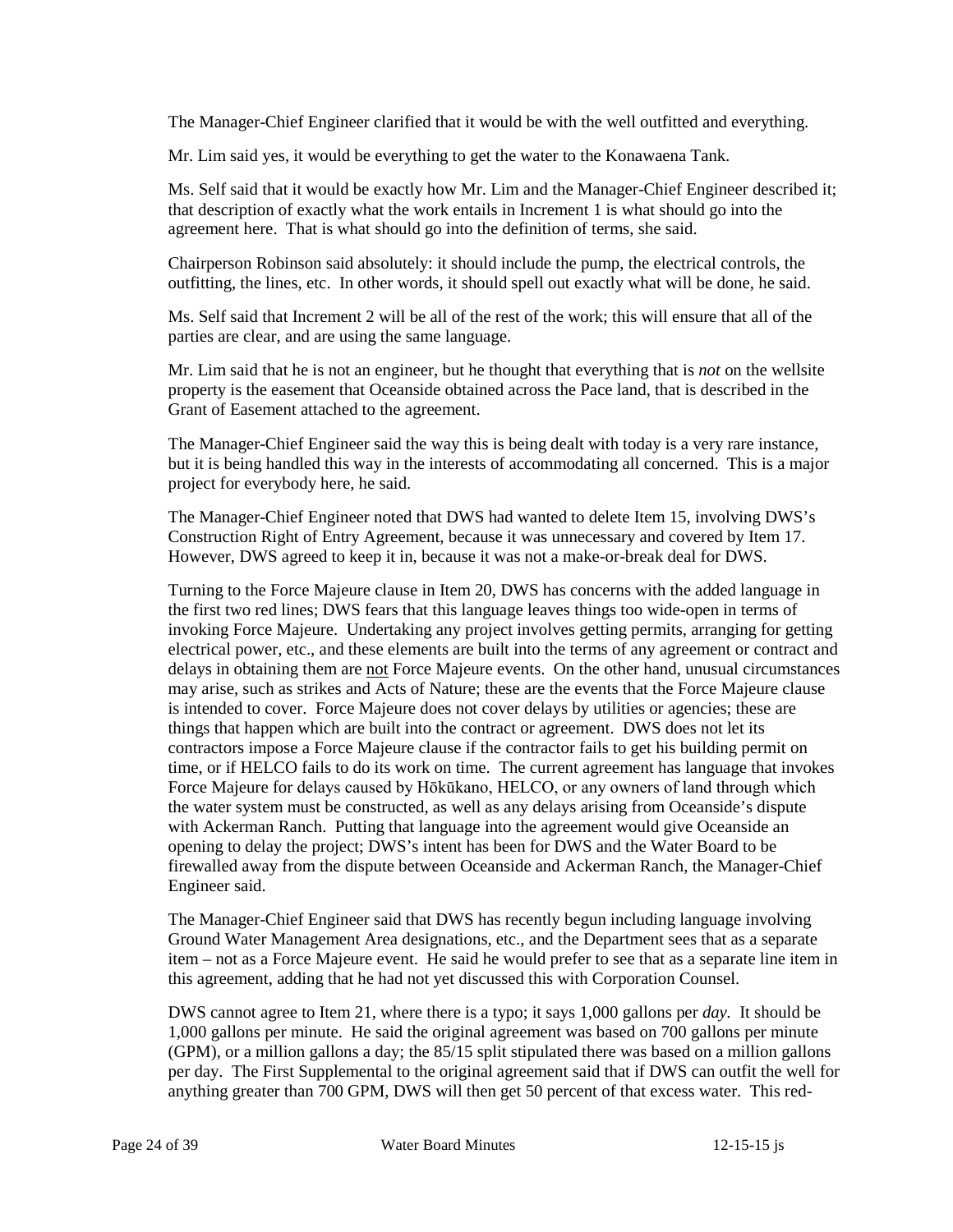The Manager-Chief Engineer clarified that it would be with the well outfitted and everything.

Mr. Lim said yes, it would be everything to get the water to the Konawaena Tank.

Ms. Self said that it would be exactly how Mr. Lim and the Manager-Chief Engineer described it; that description of exactly what the work entails in Increment 1 is what should go into the agreement here. That is what should go into the definition of terms, she said.

Chairperson Robinson said absolutely: it should include the pump, the electrical controls, the outfitting, the lines, etc. In other words, it should spell out exactly what will be done, he said.

Ms. Self said that Increment 2 will be all of the rest of the work; this will ensure that all of the parties are clear, and are using the same language.

Mr. Lim said that he is not an engineer, but he thought that everything that is *not* on the wellsite property is the easement that Oceanside obtained across the Pace land, that is described in the Grant of Easement attached to the agreement.

The Manager-Chief Engineer said the way this is being dealt with today is a very rare instance, but it is being handled this way in the interests of accommodating all concerned. This is a major project for everybody here, he said.

The Manager-Chief Engineer noted that DWS had wanted to delete Item 15, involving DWS's Construction Right of Entry Agreement, because it was unnecessary and covered by Item 17. However, DWS agreed to keep it in, because it was not a make-or-break deal for DWS.

Turning to the Force Majeure clause in Item 20, DWS has concerns with the added language in the first two red lines; DWS fears that this language leaves things too wide-open in terms of invoking Force Majeure. Undertaking any project involves getting permits, arranging for getting electrical power, etc., and these elements are built into the terms of any agreement or contract and delays in obtaining them are <u>not</u> Force Majeure events. On the other hand, unusual circumstances may arise, such as strikes and Acts of Nature; these are the events that the Force Majeure clause is intended to cover. Force Majeure does not cover delays by utilities or agencies; these are things that happen which are built into the contract or agreement. DWS does not let its contractors impose a Force Majeure clause if the contractor fails to get his building permit on time, or if HELCO fails to do its work on time. The current agreement has language that invokes Force Majeure for delays caused by Hōkūkano, HELCO, or any owners of land through which the water system must be constructed, as well as any delays arising from Oceanside's dispute with Ackerman Ranch. Putting that language into the agreement would give Oceanside an opening to delay the project; DWS's intent has been for DWS and the Water Board to be firewalled away from the dispute between Oceanside and Ackerman Ranch, the Manager-Chief Engineer said.

The Manager-Chief Engineer said that DWS has recently begun including language involving Ground Water Management Area designations, etc., and the Department sees that as a separate item – not as a Force Majeure event. He said he would prefer to see that as a separate line item in this agreement, adding that he had not yet discussed this with Corporation Counsel.

DWS cannot agree to Item 21, where there is a typo; it says 1,000 gallons per *day.* It should be 1,000 gallons per minute. He said the original agreement was based on 700 gallons per minute (GPM), or a million gallons a day; the 85/15 split stipulated there was based on a million gallons per day. The First Supplemental to the original agreement said that if DWS can outfit the well for anything greater than 700 GPM, DWS will then get 50 percent of that excess water. This red-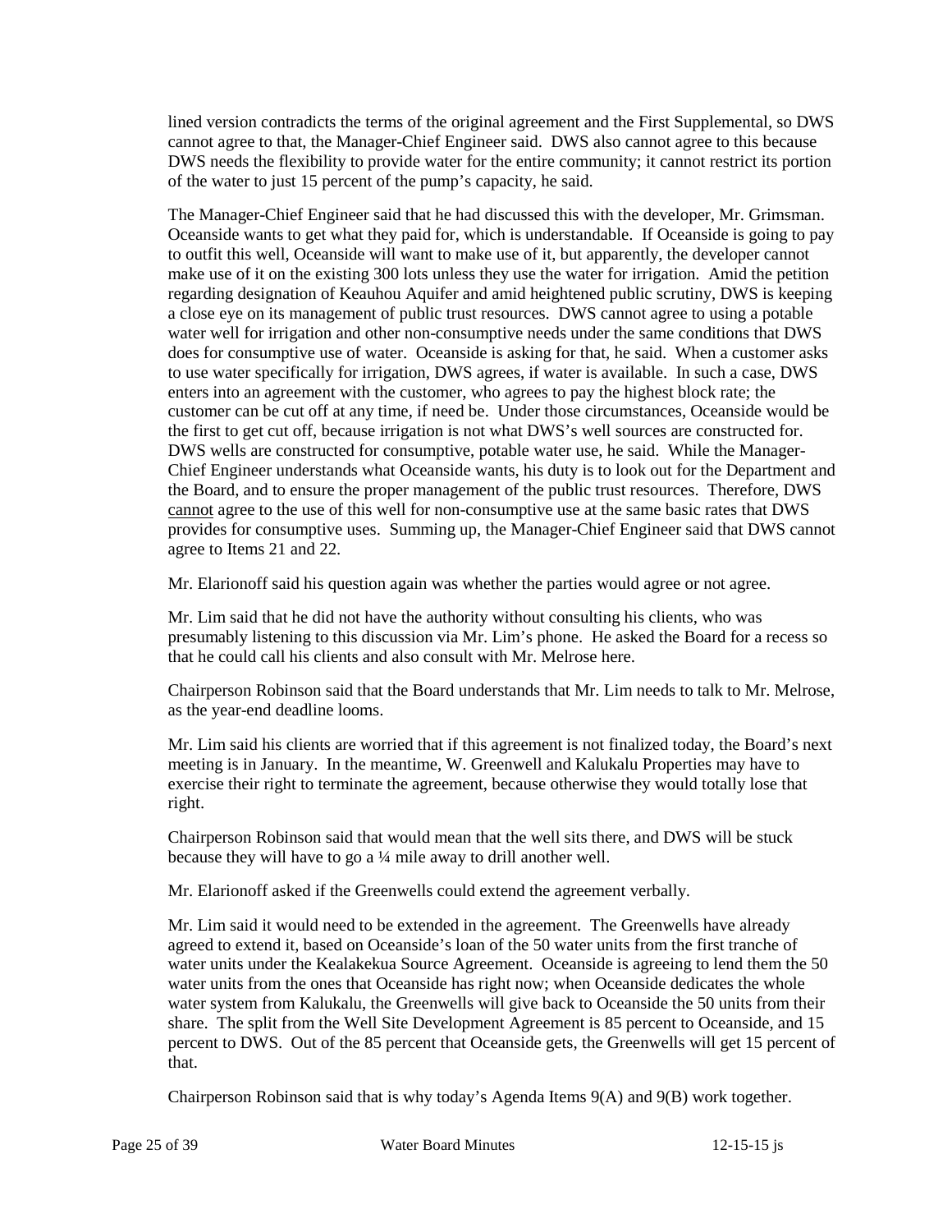lined version contradicts the terms of the original agreement and the First Supplemental, so DWS cannot agree to that, the Manager-Chief Engineer said. DWS also cannot agree to this because DWS needs the flexibility to provide water for the entire community; it cannot restrict its portion of the water to just 15 percent of the pump's capacity, he said.

The Manager-Chief Engineer said that he had discussed this with the developer, Mr. Grimsman. Oceanside wants to get what they paid for, which is understandable. If Oceanside is going to pay to outfit this well, Oceanside will want to make use of it, but apparently, the developer cannot make use of it on the existing 300 lots unless they use the water for irrigation. Amid the petition regarding designation of Keauhou Aquifer and amid heightened public scrutiny, DWS is keeping a close eye on its management of public trust resources. DWS cannot agree to using a potable water well for irrigation and other non-consumptive needs under the same conditions that DWS does for consumptive use of water. Oceanside is asking for that, he said. When a customer asks to use water specifically for irrigation, DWS agrees, if water is available. In such a case, DWS enters into an agreement with the customer, who agrees to pay the highest block rate; the customer can be cut off at any time, if need be. Under those circumstances, Oceanside would be the first to get cut off, because irrigation is not what DWS's well sources are constructed for. DWS wells are constructed for consumptive, potable water use, he said. While the Manager-Chief Engineer understands what Oceanside wants, his duty is to look out for the Department and the Board, and to ensure the proper management of the public trust resources. Therefore, DWS <u>cannot</u> agree to the use of this well for non-consumptive use at the same basic rates that DWS provides for consumptive uses. Summing up, the Manager-Chief Engineer said that DWS cannot agree to Items 21 and 22.

Mr. Elarionoff said his question again was whether the parties would agree or not agree.

Mr. Lim said that he did not have the authority without consulting his clients, who was presumably listening to this discussion via Mr. Lim's phone. He asked the Board for a recess so that he could call his clients and also consult with Mr. Melrose here.

Chairperson Robinson said that the Board understands that Mr. Lim needs to talk to Mr. Melrose, as the year-end deadline looms.

Mr. Lim said his clients are worried that if this agreement is not finalized today, the Board's next meeting is in January. In the meantime, W. Greenwell and Kalukalu Properties may have to exercise their right to terminate the agreement, because otherwise they would totally lose that right.

Chairperson Robinson said that would mean that the well sits there, and DWS will be stuck because they will have to go a ¼ mile away to drill another well.

Mr. Elarionoff asked if the Greenwells could extend the agreement verbally.

Mr. Lim said it would need to be extended in the agreement. The Greenwells have already agreed to extend it, based on Oceanside's loan of the 50 water units from the first tranche of water units under the Kealakekua Source Agreement. Oceanside is agreeing to lend them the 50 water units from the ones that Oceanside has right now; when Oceanside dedicates the whole water system from Kalukalu, the Greenwells will give back to Oceanside the 50 units from their share. The split from the Well Site Development Agreement is 85 percent to Oceanside, and 15 percent to DWS. Out of the 85 percent that Oceanside gets, the Greenwells will get 15 percent of that.

Chairperson Robinson said that is why today's Agenda Items 9(A) and 9(B) work together.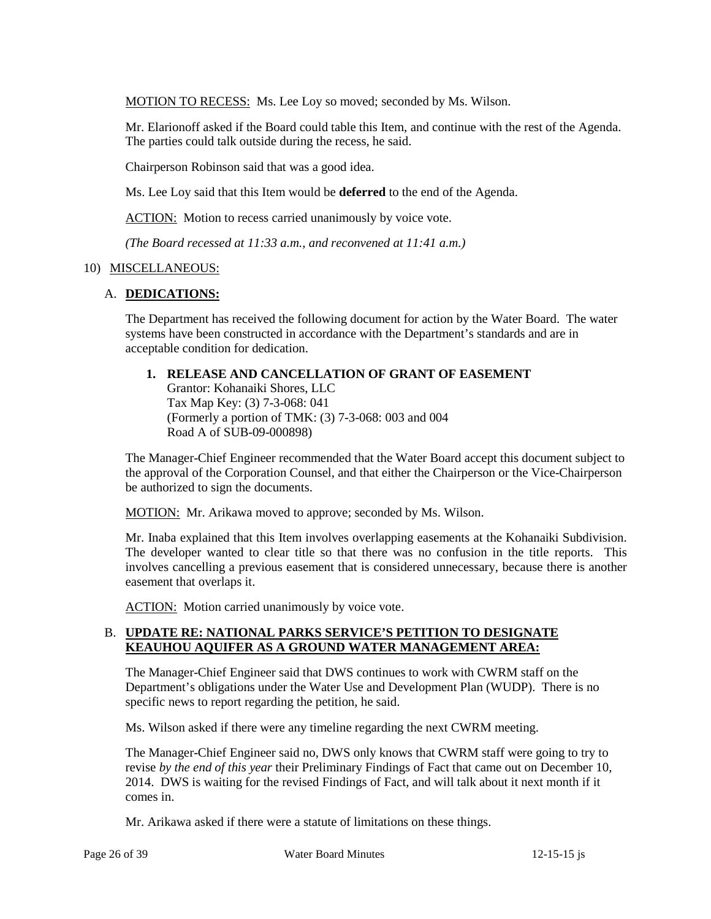MOTION TO RECESS: Ms. Lee Loy so moved; seconded by Ms. Wilson.

Mr. Elarionoff asked if the Board could table this Item, and continue with the rest of the Agenda. The parties could talk outside during the recess, he said.

Chairperson Robinson said that was a good idea.

Ms. Lee Loy said that this Item would be **deferred** to the end of the Agenda.

ACTION: Motion to recess carried unanimously by voice vote.

*(The Board recessed at 11:33 a.m., and reconvened at 11:41 a.m.)*

10) MISCELLANEOUS:

A. **DEDICATIONS:**

The Department has received the following document for action by the Water Board. The water systems have been constructed in accordance with the Department's standards and are in acceptable condition for dedication.

1. **RELEASE AND CANCELLATION OF GRANT OF EASEMENT**
   Grantor: Kohanaiki Shores, LLC
   Tax Map Key: (3) 7-3-068: 041
   (Formerly a portion of TMK: (3) 7-3-068: 003 and 004
   Road A of SUB-09-000898)

The Manager-Chief Engineer recommended that the Water Board accept this document subject to the approval of the Corporation Counsel, and that either the Chairperson or the Vice-Chairperson be authorized to sign the documents.

MOTION: Mr. Arikawa moved to approve; seconded by Ms. Wilson.

Mr. Inaba explained that this Item involves overlapping easements at the Kohanaiki Subdivision. The developer wanted to clear title so that there was no confusion in the title reports. This involves cancelling a previous easement that is considered unnecessary, because there is another easement that overlaps it.

ACTION: Motion carried unanimously by voice vote.

B. **UPDATE RE: NATIONAL PARKS SERVICE'S PETITION TO DESIGNATE KEAUHOU AQUIFER AS A GROUND WATER MANAGEMENT AREA:**

The Manager-Chief Engineer said that DWS continues to work with CWRM staff on the Department's obligations under the Water Use and Development Plan (WUDP). There is no specific news to report regarding the petition, he said.

Ms. Wilson asked if there were any timeline regarding the next CWRM meeting.

The Manager-Chief Engineer said no, DWS only knows that CWRM staff were going to try to revise *by the end of this year* their Preliminary Findings of Fact that came out on December 10, 2014. DWS is waiting for the revised Findings of Fact, and will talk about it next month if it comes in.

Mr. Arikawa asked if there were a statute of limitations on these things.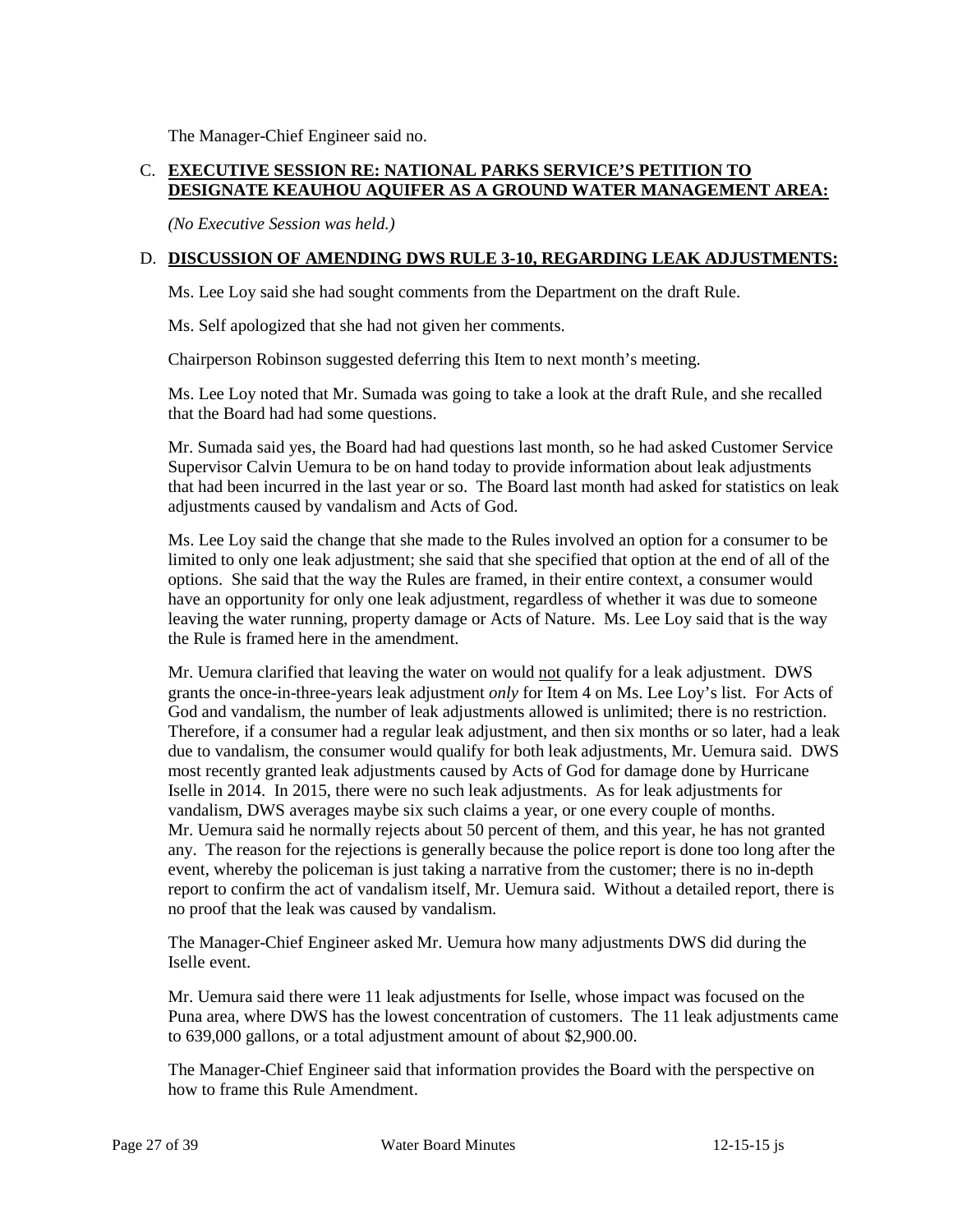The Manager-Chief Engineer said no.

C. **EXECUTIVE SESSION RE: NATIONAL PARKS SERVICE'S PETITION TO DESIGNATE KEAUHOU AQUIFER AS A GROUND WATER MANAGEMENT AREA:**

*(No Executive Session was held.)*

D. **DISCUSSION OF AMENDING DWS RULE 3-10, REGARDING LEAK ADJUSTMENTS:**

Ms. Lee Loy said she had sought comments from the Department on the draft Rule.

Ms. Self apologized that she had not given her comments.

Chairperson Robinson suggested deferring this Item to next month's meeting.

Ms. Lee Loy noted that Mr. Sumada was going to take a look at the draft Rule, and she recalled that the Board had had some questions.

Mr. Sumada said yes, the Board had had questions last month, so he had asked Customer Service Supervisor Calvin Uemura to be on hand today to provide information about leak adjustments that had been incurred in the last year or so. The Board last month had asked for statistics on leak adjustments caused by vandalism and Acts of God.

Ms. Lee Loy said the change that she made to the Rules involved an option for a consumer to be limited to only one leak adjustment; she said that she specified that option at the end of all of the options. She said that the way the Rules are framed, in their entire context, a consumer would have an opportunity for only one leak adjustment, regardless of whether it was due to someone leaving the water running, property damage or Acts of Nature. Ms. Lee Loy said that is the way the Rule is framed here in the amendment.

Mr. Uemura clarified that leaving the water on would <u>not</u> qualify for a leak adjustment. DWS grants the once-in-three-years leak adjustment *only* for Item 4 on Ms. Lee Loy's list. For Acts of God and vandalism, the number of leak adjustments allowed is unlimited; there is no restriction. Therefore, if a consumer had a regular leak adjustment, and then six months or so later, had a leak due to vandalism, the consumer would qualify for both leak adjustments, Mr. Uemura said. DWS most recently granted leak adjustments caused by Acts of God for damage done by Hurricane Iselle in 2014. In 2015, there were no such leak adjustments. As for leak adjustments for vandalism, DWS averages maybe six such claims a year, or one every couple of months. Mr. Uemura said he normally rejects about 50 percent of them, and this year, he has not granted any. The reason for the rejections is generally because the police report is done too long after the event, whereby the policeman is just taking a narrative from the customer; there is no in-depth report to confirm the act of vandalism itself, Mr. Uemura said. Without a detailed report, there is no proof that the leak was caused by vandalism.

The Manager-Chief Engineer asked Mr. Uemura how many adjustments DWS did during the Iselle event.

Mr. Uemura said there were 11 leak adjustments for Iselle, whose impact was focused on the Puna area, where DWS has the lowest concentration of customers. The 11 leak adjustments came to 639,000 gallons, or a total adjustment amount of about $2,900.00.

The Manager-Chief Engineer said that information provides the Board with the perspective on how to frame this Rule Amendment.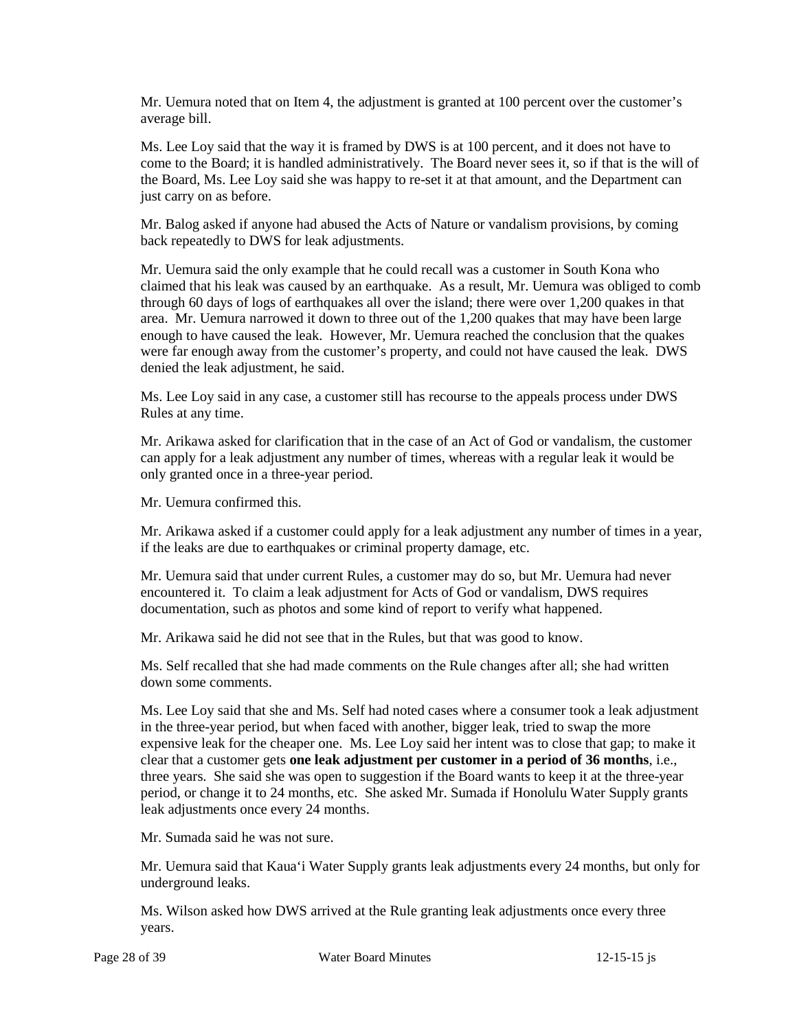Mr. Uemura noted that on Item 4, the adjustment is granted at 100 percent over the customer's average bill.

Ms. Lee Loy said that the way it is framed by DWS is at 100 percent, and it does not have to come to the Board; it is handled administratively. The Board never sees it, so if that is the will of the Board, Ms. Lee Loy said she was happy to re-set it at that amount, and the Department can just carry on as before.

Mr. Balog asked if anyone had abused the Acts of Nature or vandalism provisions, by coming back repeatedly to DWS for leak adjustments.

Mr. Uemura said the only example that he could recall was a customer in South Kona who claimed that his leak was caused by an earthquake. As a result, Mr. Uemura was obliged to comb through 60 days of logs of earthquakes all over the island; there were over 1,200 quakes in that area. Mr. Uemura narrowed it down to three out of the 1,200 quakes that may have been large enough to have caused the leak. However, Mr. Uemura reached the conclusion that the quakes were far enough away from the customer's property, and could not have caused the leak. DWS denied the leak adjustment, he said.

Ms. Lee Loy said in any case, a customer still has recourse to the appeals process under DWS Rules at any time.

Mr. Arikawa asked for clarification that in the case of an Act of God or vandalism, the customer can apply for a leak adjustment any number of times, whereas with a regular leak it would be only granted once in a three-year period.

Mr. Uemura confirmed this.

Mr. Arikawa asked if a customer could apply for a leak adjustment any number of times in a year, if the leaks are due to earthquakes or criminal property damage, etc.

Mr. Uemura said that under current Rules, a customer may do so, but Mr. Uemura had never encountered it. To claim a leak adjustment for Acts of God or vandalism, DWS requires documentation, such as photos and some kind of report to verify what happened.

Mr. Arikawa said he did not see that in the Rules, but that was good to know.

Ms. Self recalled that she had made comments on the Rule changes after all; she had written down some comments.

Ms. Lee Loy said that she and Ms. Self had noted cases where a consumer took a leak adjustment in the three-year period, but when faced with another, bigger leak, tried to swap the more expensive leak for the cheaper one. Ms. Lee Loy said her intent was to close that gap; to make it clear that a customer gets **one leak adjustment per customer in a period of 36 months**, i.e., three years. She said she was open to suggestion if the Board wants to keep it at the three-year period, or change it to 24 months, etc. She asked Mr. Sumada if Honolulu Water Supply grants leak adjustments once every 24 months.

Mr. Sumada said he was not sure.

Mr. Uemura said that Kaua'i Water Supply grants leak adjustments every 24 months, but only for underground leaks.

Ms. Wilson asked how DWS arrived at the Rule granting leak adjustments once every three years.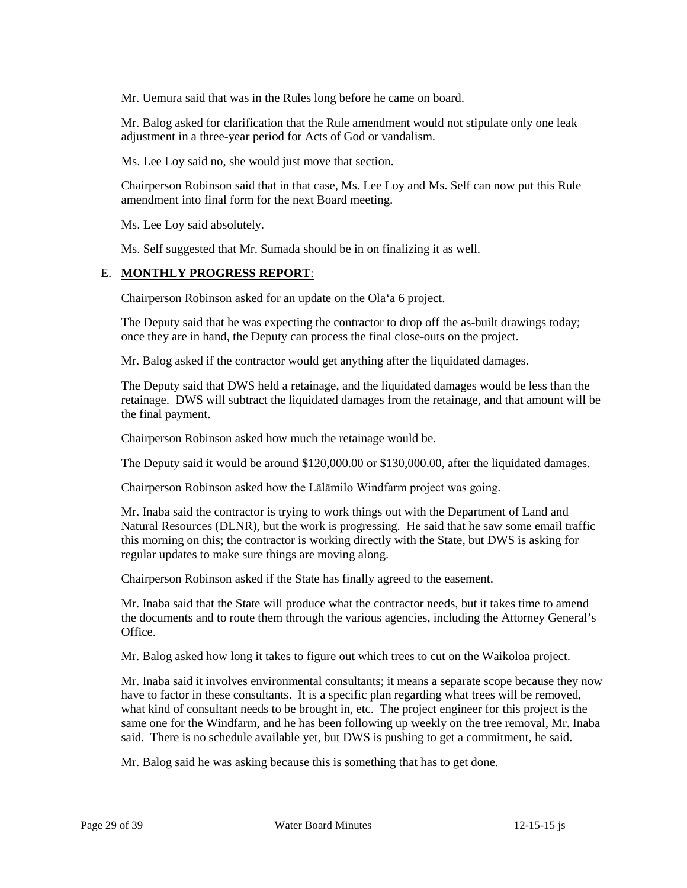Mr. Uemura said that was in the Rules long before he came on board.

Mr. Balog asked for clarification that the Rule amendment would not stipulate only one leak adjustment in a three-year period for Acts of God or vandalism.

Ms. Lee Loy said no, she would just move that section.

Chairperson Robinson said that in that case, Ms. Lee Loy and Ms. Self can now put this Rule amendment into final form for the next Board meeting.

Ms. Lee Loy said absolutely.

Ms. Self suggested that Mr. Sumada should be in on finalizing it as well.

E. **MONTHLY PROGRESS REPORT**:

Chairperson Robinson asked for an update on the Olaʻa 6 project.

The Deputy said that he was expecting the contractor to drop off the as-built drawings today; once they are in hand, the Deputy can process the final close-outs on the project.

Mr. Balog asked if the contractor would get anything after the liquidated damages.

The Deputy said that DWS held a retainage, and the liquidated damages would be less than the retainage. DWS will subtract the liquidated damages from the retainage, and that amount will be the final payment.

Chairperson Robinson asked how much the retainage would be.

The Deputy said it would be around $120,000.00 or $130,000.00, after the liquidated damages.

Chairperson Robinson asked how the Lālāmilo Windfarm project was going.

Mr. Inaba said the contractor is trying to work things out with the Department of Land and Natural Resources (DLNR), but the work is progressing. He said that he saw some email traffic this morning on this; the contractor is working directly with the State, but DWS is asking for regular updates to make sure things are moving along.

Chairperson Robinson asked if the State has finally agreed to the easement.

Mr. Inaba said that the State will produce what the contractor needs, but it takes time to amend the documents and to route them through the various agencies, including the Attorney General's Office.

Mr. Balog asked how long it takes to figure out which trees to cut on the Waikoloa project.

Mr. Inaba said it involves environmental consultants; it means a separate scope because they now have to factor in these consultants. It is a specific plan regarding what trees will be removed, what kind of consultant needs to be brought in, etc. The project engineer for this project is the same one for the Windfarm, and he has been following up weekly on the tree removal, Mr. Inaba said. There is no schedule available yet, but DWS is pushing to get a commitment, he said.

Mr. Balog said he was asking because this is something that has to get done.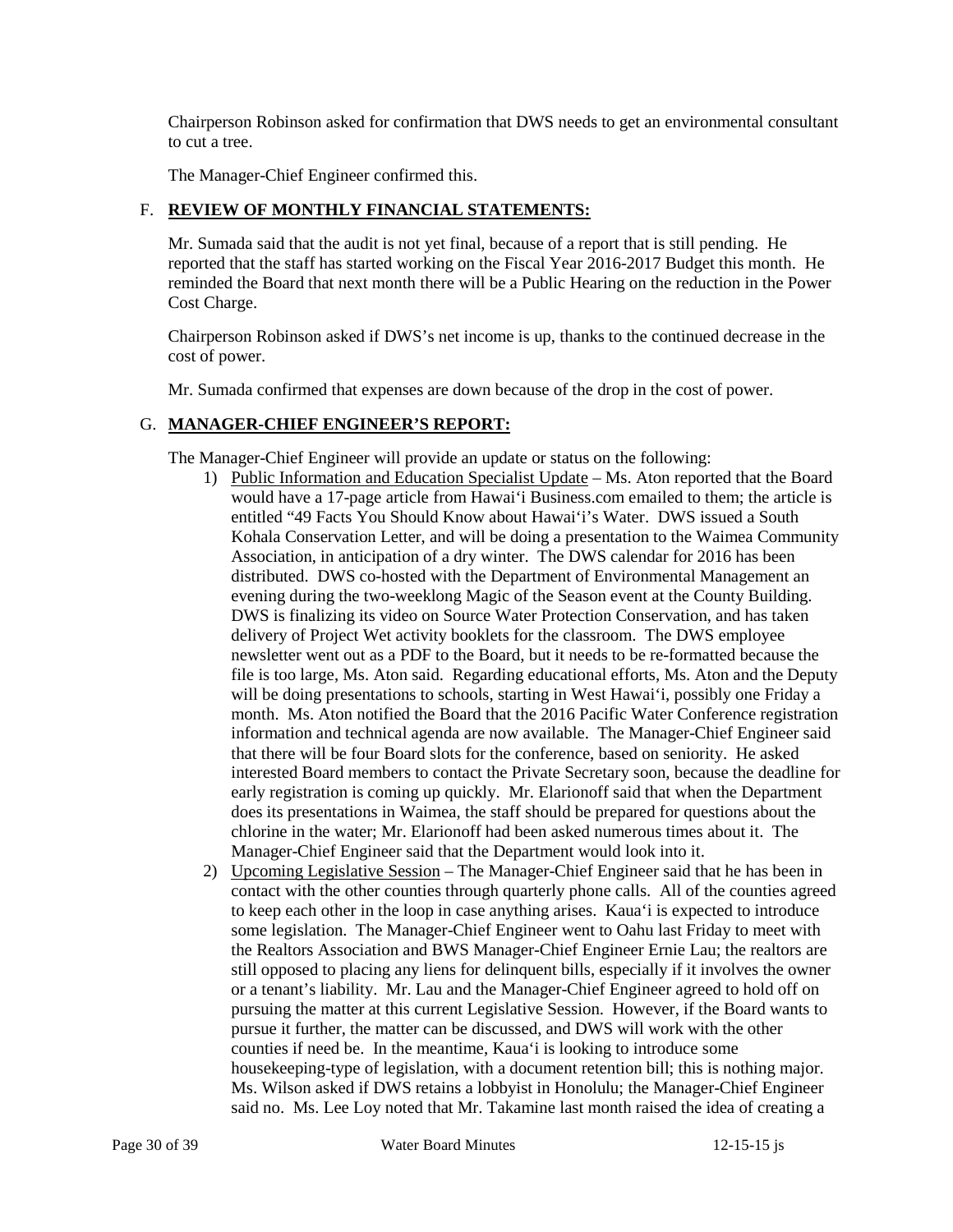Chairperson Robinson asked for confirmation that DWS needs to get an environmental consultant to cut a tree.

The Manager-Chief Engineer confirmed this.

## F. **REVIEW OF MONTHLY FINANCIAL STATEMENTS:**

Mr. Sumada said that the audit is not yet final, because of a report that is still pending. He reported that the staff has started working on the Fiscal Year 2016-2017 Budget this month. He reminded the Board that next month there will be a Public Hearing on the reduction in the Power Cost Charge.

Chairperson Robinson asked if DWS's net income is up, thanks to the continued decrease in the cost of power.

Mr. Sumada confirmed that expenses are down because of the drop in the cost of power.

## G. **MANAGER-CHIEF ENGINEER'S REPORT:**

The Manager-Chief Engineer will provide an update or status on the following:

1) Public Information and Education Specialist Update – Ms. Aton reported that the Board would have a 17-page article from Hawai'i Business.com emailed to them; the article is entitled "49 Facts You Should Know about Hawai'i's Water. DWS issued a South Kohala Conservation Letter, and will be doing a presentation to the Waimea Community Association, in anticipation of a dry winter. The DWS calendar for 2016 has been distributed. DWS co-hosted with the Department of Environmental Management an evening during the two-weeklong Magic of the Season event at the County Building. DWS is finalizing its video on Source Water Protection Conservation, and has taken delivery of Project Wet activity booklets for the classroom. The DWS employee newsletter went out as a PDF to the Board, but it needs to be re-formatted because the file is too large, Ms. Aton said. Regarding educational efforts, Ms. Aton and the Deputy will be doing presentations to schools, starting in West Hawai'i, possibly one Friday a month. Ms. Aton notified the Board that the 2016 Pacific Water Conference registration information and technical agenda are now available. The Manager-Chief Engineer said that there will be four Board slots for the conference, based on seniority. He asked interested Board members to contact the Private Secretary soon, because the deadline for early registration is coming up quickly. Mr. Elarionoff said that when the Department does its presentations in Waimea, the staff should be prepared for questions about the chlorine in the water; Mr. Elarionoff had been asked numerous times about it. The Manager-Chief Engineer said that the Department would look into it.
2) Upcoming Legislative Session – The Manager-Chief Engineer said that he has been in contact with the other counties through quarterly phone calls. All of the counties agreed to keep each other in the loop in case anything arises. Kaua'i is expected to introduce some legislation. The Manager-Chief Engineer went to Oahu last Friday to meet with the Realtors Association and BWS Manager-Chief Engineer Ernie Lau; the realtors are still opposed to placing any liens for delinquent bills, especially if it involves the owner or a tenant's liability. Mr. Lau and the Manager-Chief Engineer agreed to hold off on pursuing the matter at this current Legislative Session. However, if the Board wants to pursue it further, the matter can be discussed, and DWS will work with the other counties if need be. In the meantime, Kaua'i is looking to introduce some housekeeping-type of legislation, with a document retention bill; this is nothing major. Ms. Wilson asked if DWS retains a lobbyist in Honolulu; the Manager-Chief Engineer said no. Ms. Lee Loy noted that Mr. Takamine last month raised the idea of creating a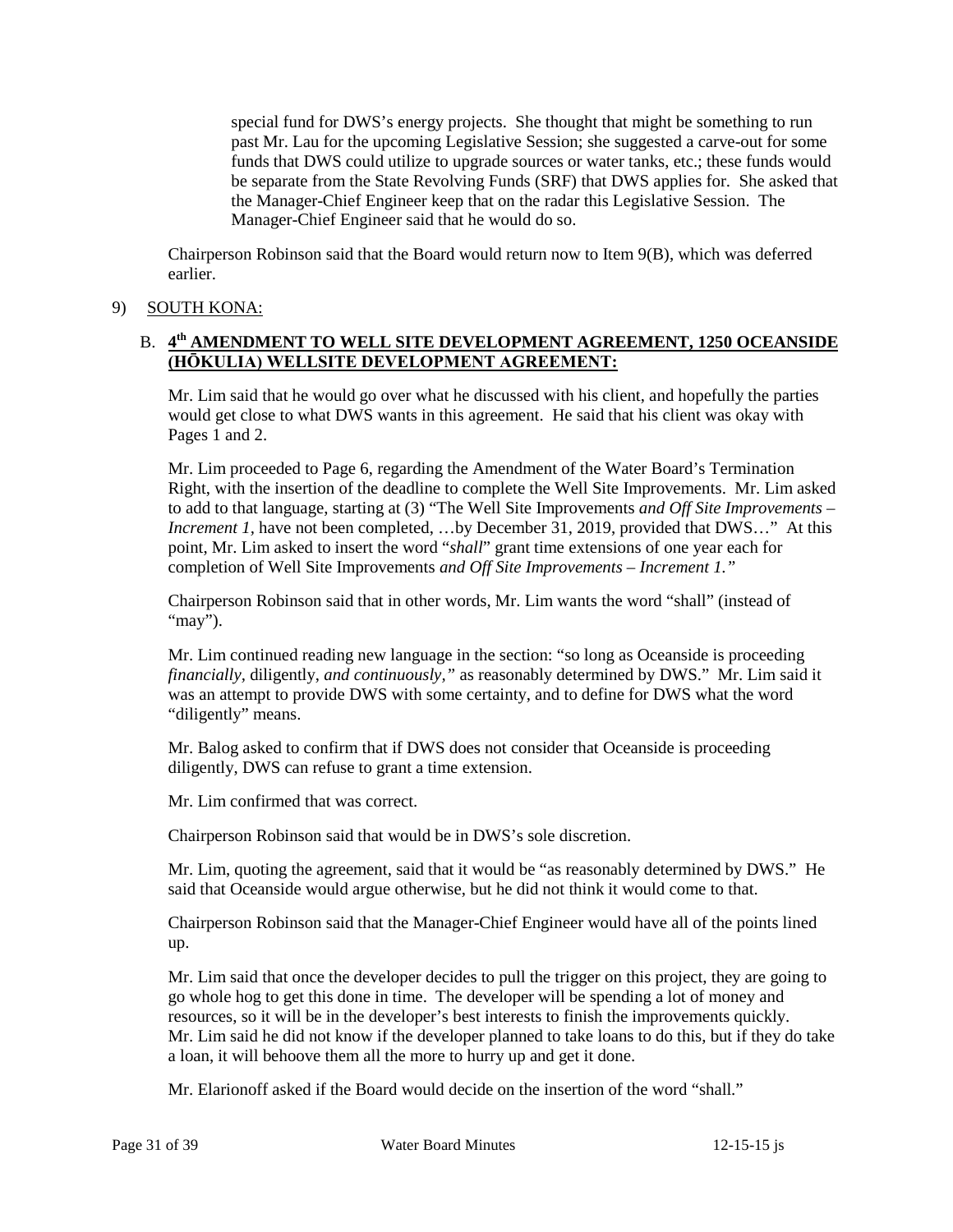special fund for DWS's energy projects. She thought that might be something to run past Mr. Lau for the upcoming Legislative Session; she suggested a carve-out for some funds that DWS could utilize to upgrade sources or water tanks, etc.; these funds would be separate from the State Revolving Funds (SRF) that DWS applies for. She asked that the Manager-Chief Engineer keep that on the radar this Legislative Session. The Manager-Chief Engineer said that he would do so.

Chairperson Robinson said that the Board would return now to Item 9(B), which was deferred earlier.

9) SOUTH KONA:

B. **4th AMENDMENT TO WELL SITE DEVELOPMENT AGREEMENT, 1250 OCEANSIDE (HŌKULIA) WELLSITE DEVELOPMENT AGREEMENT:**

Mr. Lim said that he would go over what he discussed with his client, and hopefully the parties would get close to what DWS wants in this agreement. He said that his client was okay with Pages 1 and 2.

Mr. Lim proceeded to Page 6, regarding the Amendment of the Water Board's Termination Right, with the insertion of the deadline to complete the Well Site Improvements. Mr. Lim asked to add to that language, starting at (3) "The Well Site Improvements *and Off Site Improvements – Increment 1,* have not been completed, …by December 31, 2019, provided that DWS…" At this point, Mr. Lim asked to insert the word "*shall*" grant time extensions of one year each for completion of Well Site Improvements *and Off Site Improvements – Increment 1."*

Chairperson Robinson said that in other words, Mr. Lim wants the word "shall" (instead of "may").

Mr. Lim continued reading new language in the section: "so long as Oceanside is proceeding *financially,* diligently, *and continuously,"* as reasonably determined by DWS." Mr. Lim said it was an attempt to provide DWS with some certainty, and to define for DWS what the word "diligently" means.

Mr. Balog asked to confirm that if DWS does not consider that Oceanside is proceeding diligently, DWS can refuse to grant a time extension.

Mr. Lim confirmed that was correct.

Chairperson Robinson said that would be in DWS's sole discretion.

Mr. Lim, quoting the agreement, said that it would be "as reasonably determined by DWS." He said that Oceanside would argue otherwise, but he did not think it would come to that.

Chairperson Robinson said that the Manager-Chief Engineer would have all of the points lined up.

Mr. Lim said that once the developer decides to pull the trigger on this project, they are going to go whole hog to get this done in time. The developer will be spending a lot of money and resources, so it will be in the developer's best interests to finish the improvements quickly. Mr. Lim said he did not know if the developer planned to take loans to do this, but if they do take a loan, it will behoove them all the more to hurry up and get it done.

Mr. Elarionoff asked if the Board would decide on the insertion of the word "shall."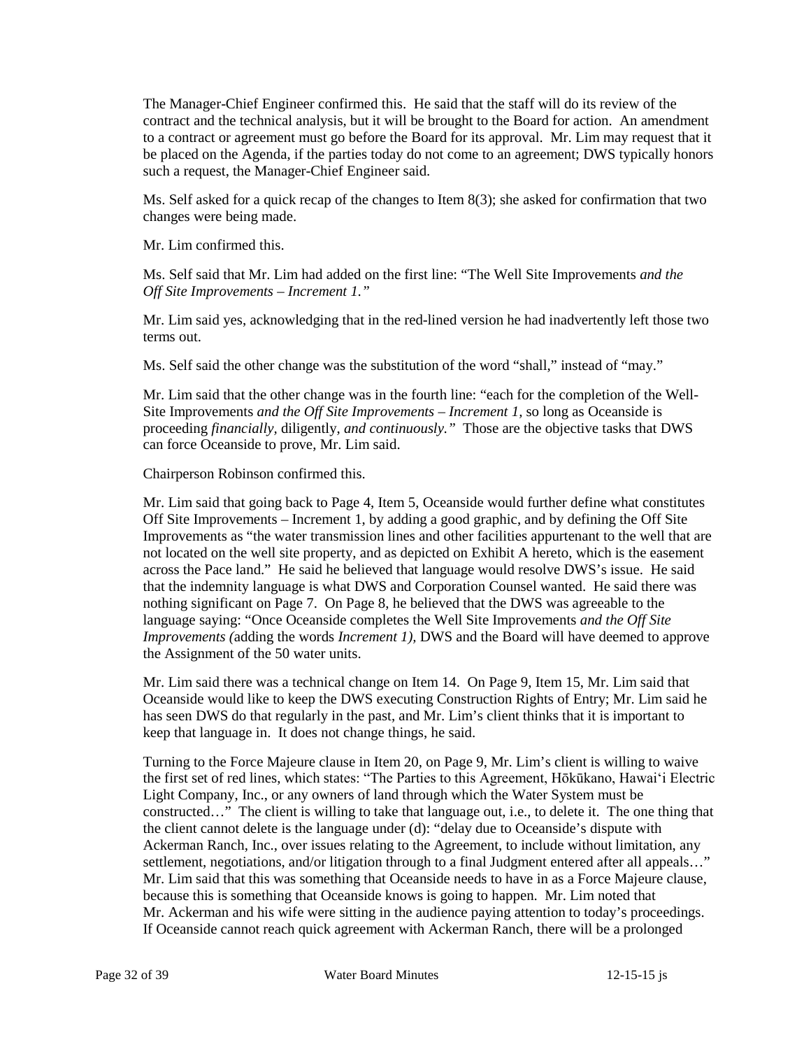The Manager-Chief Engineer confirmed this. He said that the staff will do its review of the contract and the technical analysis, but it will be brought to the Board for action. An amendment to a contract or agreement must go before the Board for its approval. Mr. Lim may request that it be placed on the Agenda, if the parties today do not come to an agreement; DWS typically honors such a request, the Manager-Chief Engineer said.

Ms. Self asked for a quick recap of the changes to Item 8(3); she asked for confirmation that two changes were being made.

Mr. Lim confirmed this.

Ms. Self said that Mr. Lim had added on the first line: "The Well Site Improvements *and the Off Site Improvements – Increment 1."*

Mr. Lim said yes, acknowledging that in the red-lined version he had inadvertently left those two terms out.

Ms. Self said the other change was the substitution of the word "shall," instead of "may."

Mr. Lim said that the other change was in the fourth line: "each for the completion of the Well-Site Improvements *and the Off Site Improvements – Increment 1,* so long as Oceanside is proceeding *financially,* diligently, *and continuously."* Those are the objective tasks that DWS can force Oceanside to prove, Mr. Lim said.

Chairperson Robinson confirmed this.

Mr. Lim said that going back to Page 4, Item 5, Oceanside would further define what constitutes Off Site Improvements – Increment 1, by adding a good graphic, and by defining the Off Site Improvements as "the water transmission lines and other facilities appurtenant to the well that are not located on the well site property, and as depicted on Exhibit A hereto, which is the easement across the Pace land." He said he believed that language would resolve DWS's issue. He said that the indemnity language is what DWS and Corporation Counsel wanted. He said there was nothing significant on Page 7. On Page 8, he believed that the DWS was agreeable to the language saying: "Once Oceanside completes the Well Site Improvements *and the Off Site Improvements (*adding the words *Increment 1),* DWS and the Board will have deemed to approve the Assignment of the 50 water units.

Mr. Lim said there was a technical change on Item 14. On Page 9, Item 15, Mr. Lim said that Oceanside would like to keep the DWS executing Construction Rights of Entry; Mr. Lim said he has seen DWS do that regularly in the past, and Mr. Lim's client thinks that it is important to keep that language in. It does not change things, he said.

Turning to the Force Majeure clause in Item 20, on Page 9, Mr. Lim's client is willing to waive the first set of red lines, which states: "The Parties to this Agreement, Hōkūkano, Hawai'i Electric Light Company, Inc., or any owners of land through which the Water System must be constructed…" The client is willing to take that language out, i.e., to delete it. The one thing that the client cannot delete is the language under (d): "delay due to Oceanside's dispute with Ackerman Ranch, Inc., over issues relating to the Agreement, to include without limitation, any settlement, negotiations, and/or litigation through to a final Judgment entered after all appeals…" Mr. Lim said that this was something that Oceanside needs to have in as a Force Majeure clause, because this is something that Oceanside knows is going to happen. Mr. Lim noted that Mr. Ackerman and his wife were sitting in the audience paying attention to today's proceedings. If Oceanside cannot reach quick agreement with Ackerman Ranch, there will be a prolonged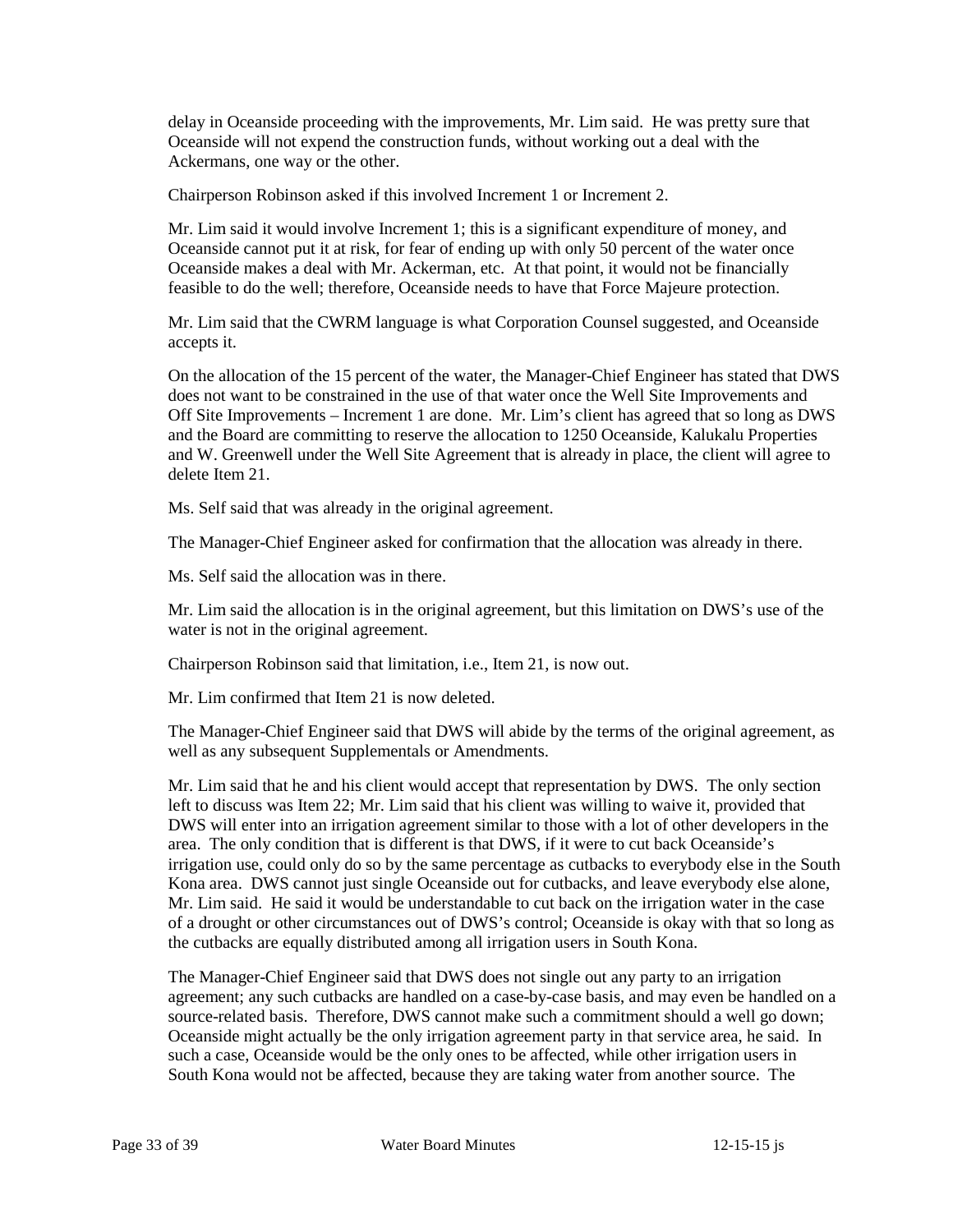delay in Oceanside proceeding with the improvements, Mr. Lim said. He was pretty sure that Oceanside will not expend the construction funds, without working out a deal with the Ackermans, one way or the other.

Chairperson Robinson asked if this involved Increment 1 or Increment 2.

Mr. Lim said it would involve Increment 1; this is a significant expenditure of money, and Oceanside cannot put it at risk, for fear of ending up with only 50 percent of the water once Oceanside makes a deal with Mr. Ackerman, etc. At that point, it would not be financially feasible to do the well; therefore, Oceanside needs to have that Force Majeure protection.

Mr. Lim said that the CWRM language is what Corporation Counsel suggested, and Oceanside accepts it.

On the allocation of the 15 percent of the water, the Manager-Chief Engineer has stated that DWS does not want to be constrained in the use of that water once the Well Site Improvements and Off Site Improvements – Increment 1 are done. Mr. Lim's client has agreed that so long as DWS and the Board are committing to reserve the allocation to 1250 Oceanside, Kalukalu Properties and W. Greenwell under the Well Site Agreement that is already in place, the client will agree to delete Item 21.

Ms. Self said that was already in the original agreement.

The Manager-Chief Engineer asked for confirmation that the allocation was already in there.

Ms. Self said the allocation was in there.

Mr. Lim said the allocation is in the original agreement, but this limitation on DWS's use of the water is not in the original agreement.

Chairperson Robinson said that limitation, i.e., Item 21, is now out.

Mr. Lim confirmed that Item 21 is now deleted.

The Manager-Chief Engineer said that DWS will abide by the terms of the original agreement, as well as any subsequent Supplementals or Amendments.

Mr. Lim said that he and his client would accept that representation by DWS. The only section left to discuss was Item 22; Mr. Lim said that his client was willing to waive it, provided that DWS will enter into an irrigation agreement similar to those with a lot of other developers in the area. The only condition that is different is that DWS, if it were to cut back Oceanside's irrigation use, could only do so by the same percentage as cutbacks to everybody else in the South Kona area. DWS cannot just single Oceanside out for cutbacks, and leave everybody else alone, Mr. Lim said. He said it would be understandable to cut back on the irrigation water in the case of a drought or other circumstances out of DWS's control; Oceanside is okay with that so long as the cutbacks are equally distributed among all irrigation users in South Kona.

The Manager-Chief Engineer said that DWS does not single out any party to an irrigation agreement; any such cutbacks are handled on a case-by-case basis, and may even be handled on a source-related basis. Therefore, DWS cannot make such a commitment should a well go down; Oceanside might actually be the only irrigation agreement party in that service area, he said. In such a case, Oceanside would be the only ones to be affected, while other irrigation users in South Kona would not be affected, because they are taking water from another source. The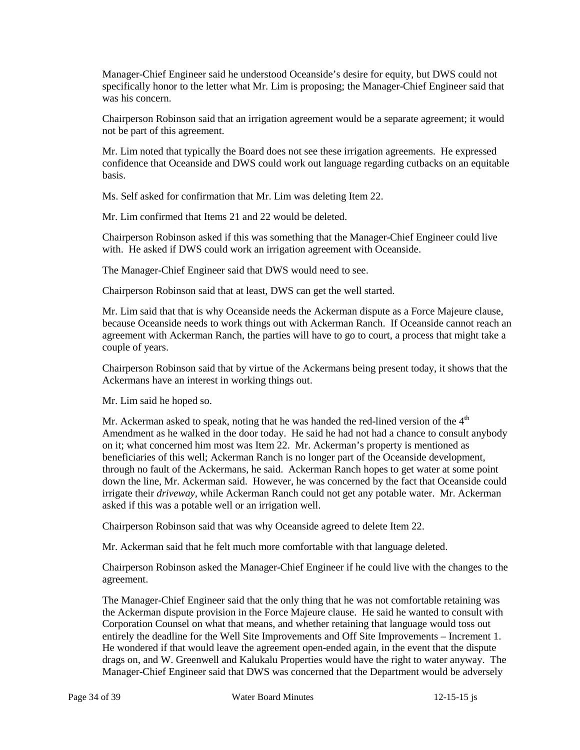Manager-Chief Engineer said he understood Oceanside's desire for equity, but DWS could not specifically honor to the letter what Mr. Lim is proposing; the Manager-Chief Engineer said that was his concern.

Chairperson Robinson said that an irrigation agreement would be a separate agreement; it would not be part of this agreement.

Mr. Lim noted that typically the Board does not see these irrigation agreements. He expressed confidence that Oceanside and DWS could work out language regarding cutbacks on an equitable basis.

Ms. Self asked for confirmation that Mr. Lim was deleting Item 22.

Mr. Lim confirmed that Items 21 and 22 would be deleted.

Chairperson Robinson asked if this was something that the Manager-Chief Engineer could live with. He asked if DWS could work an irrigation agreement with Oceanside.

The Manager-Chief Engineer said that DWS would need to see.

Chairperson Robinson said that at least, DWS can get the well started.

Mr. Lim said that that is why Oceanside needs the Ackerman dispute as a Force Majeure clause, because Oceanside needs to work things out with Ackerman Ranch. If Oceanside cannot reach an agreement with Ackerman Ranch, the parties will have to go to court, a process that might take a couple of years.

Chairperson Robinson said that by virtue of the Ackermans being present today, it shows that the Ackermans have an interest in working things out.

Mr. Lim said he hoped so.

Mr. Ackerman asked to speak, noting that he was handed the red-lined version of the 4th Amendment as he walked in the door today. He said he had not had a chance to consult anybody on it; what concerned him most was Item 22. Mr. Ackerman's property is mentioned as beneficiaries of this well; Ackerman Ranch is no longer part of the Oceanside development, through no fault of the Ackermans, he said. Ackerman Ranch hopes to get water at some point down the line, Mr. Ackerman said. However, he was concerned by the fact that Oceanside could irrigate their *driveway*, while Ackerman Ranch could not get any potable water. Mr. Ackerman asked if this was a potable well or an irrigation well.

Chairperson Robinson said that was why Oceanside agreed to delete Item 22.

Mr. Ackerman said that he felt much more comfortable with that language deleted.

Chairperson Robinson asked the Manager-Chief Engineer if he could live with the changes to the agreement.

The Manager-Chief Engineer said that the only thing that he was not comfortable retaining was the Ackerman dispute provision in the Force Majeure clause. He said he wanted to consult with Corporation Counsel on what that means, and whether retaining that language would toss out entirely the deadline for the Well Site Improvements and Off Site Improvements – Increment 1. He wondered if that would leave the agreement open-ended again, in the event that the dispute drags on, and W. Greenwell and Kalukalu Properties would have the right to water anyway. The Manager-Chief Engineer said that DWS was concerned that the Department would be adversely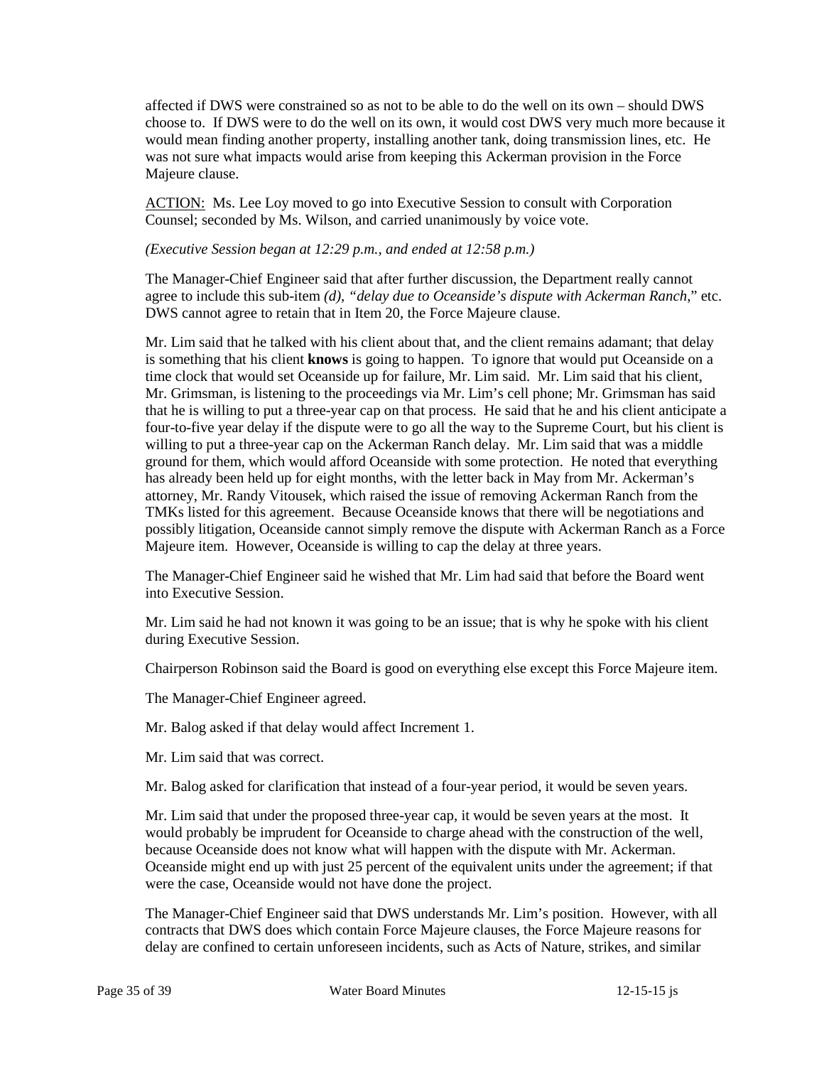affected if DWS were constrained so as not to be able to do the well on its own – should DWS choose to. If DWS were to do the well on its own, it would cost DWS very much more because it would mean finding another property, installing another tank, doing transmission lines, etc. He was not sure what impacts would arise from keeping this Ackerman provision in the Force Majeure clause.

ACTION: Ms. Lee Loy moved to go into Executive Session to consult with Corporation Counsel; seconded by Ms. Wilson, and carried unanimously by voice vote.

*(Executive Session began at 12:29 p.m., and ended at 12:58 p.m.)*

The Manager-Chief Engineer said that after further discussion, the Department really cannot agree to include this sub-item *(d), "delay due to Oceanside's dispute with Ackerman Ranch*," etc. DWS cannot agree to retain that in Item 20, the Force Majeure clause.

Mr. Lim said that he talked with his client about that, and the client remains adamant; that delay is something that his client **knows** is going to happen. To ignore that would put Oceanside on a time clock that would set Oceanside up for failure, Mr. Lim said. Mr. Lim said that his client, Mr. Grimsman, is listening to the proceedings via Mr. Lim's cell phone; Mr. Grimsman has said that he is willing to put a three-year cap on that process. He said that he and his client anticipate a four-to-five year delay if the dispute were to go all the way to the Supreme Court, but his client is willing to put a three-year cap on the Ackerman Ranch delay. Mr. Lim said that was a middle ground for them, which would afford Oceanside with some protection. He noted that everything has already been held up for eight months, with the letter back in May from Mr. Ackerman's attorney, Mr. Randy Vitousek, which raised the issue of removing Ackerman Ranch from the TMKs listed for this agreement. Because Oceanside knows that there will be negotiations and possibly litigation, Oceanside cannot simply remove the dispute with Ackerman Ranch as a Force Majeure item. However, Oceanside is willing to cap the delay at three years.

The Manager-Chief Engineer said he wished that Mr. Lim had said that before the Board went into Executive Session.

Mr. Lim said he had not known it was going to be an issue; that is why he spoke with his client during Executive Session.

Chairperson Robinson said the Board is good on everything else except this Force Majeure item.

The Manager-Chief Engineer agreed.

Mr. Balog asked if that delay would affect Increment 1.

Mr. Lim said that was correct.

Mr. Balog asked for clarification that instead of a four-year period, it would be seven years.

Mr. Lim said that under the proposed three-year cap, it would be seven years at the most. It would probably be imprudent for Oceanside to charge ahead with the construction of the well, because Oceanside does not know what will happen with the dispute with Mr. Ackerman. Oceanside might end up with just 25 percent of the equivalent units under the agreement; if that were the case, Oceanside would not have done the project.

The Manager-Chief Engineer said that DWS understands Mr. Lim's position. However, with all contracts that DWS does which contain Force Majeure clauses, the Force Majeure reasons for delay are confined to certain unforeseen incidents, such as Acts of Nature, strikes, and similar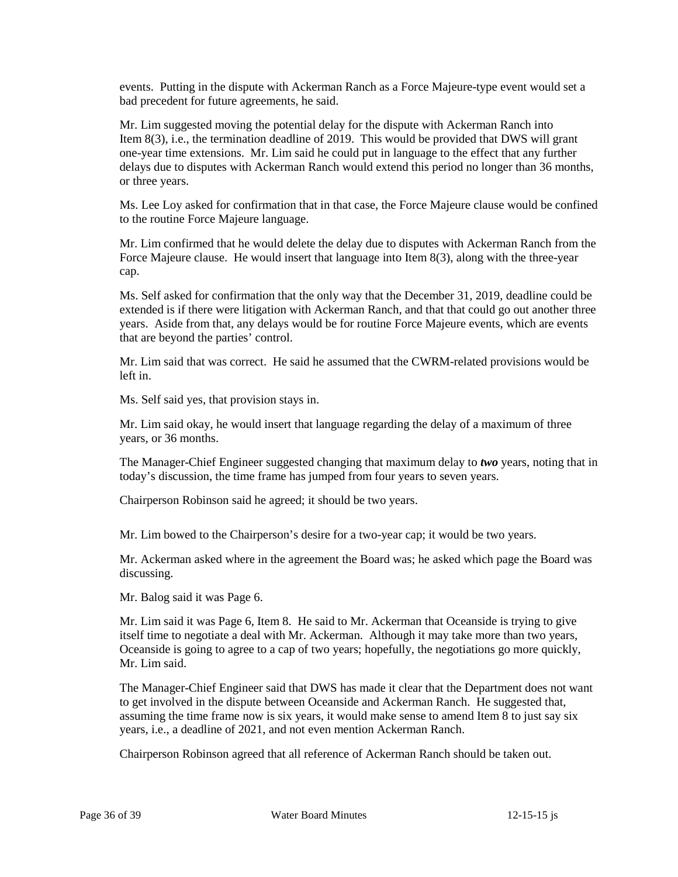events. Putting in the dispute with Ackerman Ranch as a Force Majeure-type event would set a bad precedent for future agreements, he said.

Mr. Lim suggested moving the potential delay for the dispute with Ackerman Ranch into Item 8(3), i.e., the termination deadline of 2019. This would be provided that DWS will grant one-year time extensions. Mr. Lim said he could put in language to the effect that any further delays due to disputes with Ackerman Ranch would extend this period no longer than 36 months, or three years.

Ms. Lee Loy asked for confirmation that in that case, the Force Majeure clause would be confined to the routine Force Majeure language.

Mr. Lim confirmed that he would delete the delay due to disputes with Ackerman Ranch from the Force Majeure clause. He would insert that language into Item 8(3), along with the three-year cap.

Ms. Self asked for confirmation that the only way that the December 31, 2019, deadline could be extended is if there were litigation with Ackerman Ranch, and that that could go out another three years. Aside from that, any delays would be for routine Force Majeure events, which are events that are beyond the parties' control.

Mr. Lim said that was correct. He said he assumed that the CWRM-related provisions would be left in.

Ms. Self said yes, that provision stays in.

Mr. Lim said okay, he would insert that language regarding the delay of a maximum of three years, or 36 months.

The Manager-Chief Engineer suggested changing that maximum delay to ***two*** years, noting that in today's discussion, the time frame has jumped from four years to seven years.

Chairperson Robinson said he agreed; it should be two years.

Mr. Lim bowed to the Chairperson's desire for a two-year cap; it would be two years.

Mr. Ackerman asked where in the agreement the Board was; he asked which page the Board was discussing.

Mr. Balog said it was Page 6.

Mr. Lim said it was Page 6, Item 8. He said to Mr. Ackerman that Oceanside is trying to give itself time to negotiate a deal with Mr. Ackerman. Although it may take more than two years, Oceanside is going to agree to a cap of two years; hopefully, the negotiations go more quickly, Mr. Lim said.

The Manager-Chief Engineer said that DWS has made it clear that the Department does not want to get involved in the dispute between Oceanside and Ackerman Ranch. He suggested that, assuming the time frame now is six years, it would make sense to amend Item 8 to just say six years, i.e., a deadline of 2021, and not even mention Ackerman Ranch.

Chairperson Robinson agreed that all reference of Ackerman Ranch should be taken out.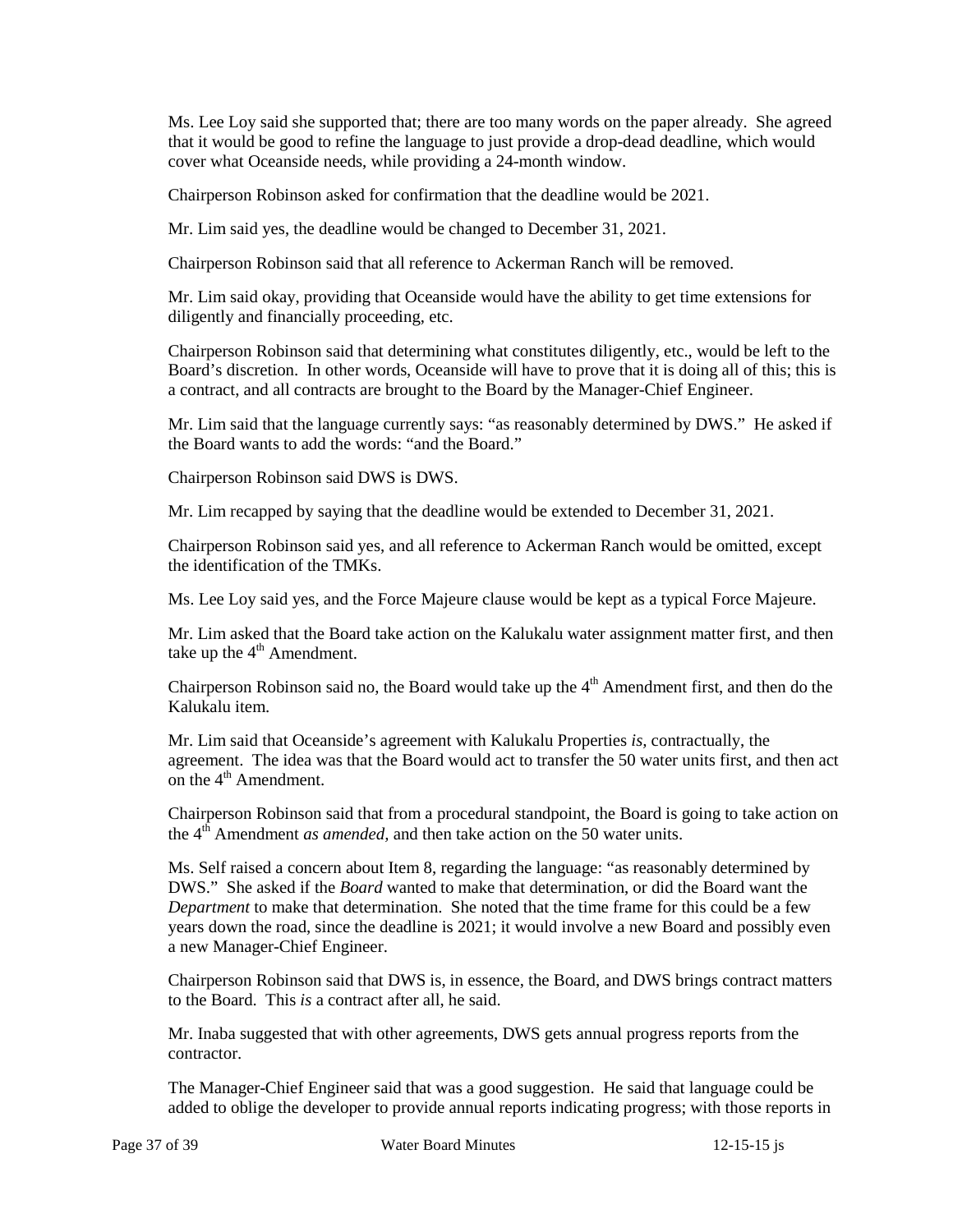Ms. Lee Loy said she supported that; there are too many words on the paper already. She agreed that it would be good to refine the language to just provide a drop-dead deadline, which would cover what Oceanside needs, while providing a 24-month window.

Chairperson Robinson asked for confirmation that the deadline would be 2021.

Mr. Lim said yes, the deadline would be changed to December 31, 2021.

Chairperson Robinson said that all reference to Ackerman Ranch will be removed.

Mr. Lim said okay, providing that Oceanside would have the ability to get time extensions for diligently and financially proceeding, etc.

Chairperson Robinson said that determining what constitutes diligently, etc., would be left to the Board's discretion. In other words, Oceanside will have to prove that it is doing all of this; this is a contract, and all contracts are brought to the Board by the Manager-Chief Engineer.

Mr. Lim said that the language currently says: "as reasonably determined by DWS." He asked if the Board wants to add the words: "and the Board."

Chairperson Robinson said DWS is DWS.

Mr. Lim recapped by saying that the deadline would be extended to December 31, 2021.

Chairperson Robinson said yes, and all reference to Ackerman Ranch would be omitted, except the identification of the TMKs.

Ms. Lee Loy said yes, and the Force Majeure clause would be kept as a typical Force Majeure.

Mr. Lim asked that the Board take action on the Kalukalu water assignment matter first, and then take up the 4th Amendment.

Chairperson Robinson said no, the Board would take up the 4th Amendment first, and then do the Kalukalu item.

Mr. Lim said that Oceanside's agreement with Kalukalu Properties *is,* contractually, the agreement. The idea was that the Board would act to transfer the 50 water units first, and then act on the 4th Amendment.

Chairperson Robinson said that from a procedural standpoint, the Board is going to take action on the 4th Amendment *as amended,* and then take action on the 50 water units.

Ms. Self raised a concern about Item 8, regarding the language: "as reasonably determined by DWS." She asked if the *Board* wanted to make that determination, or did the Board want the *Department* to make that determination. She noted that the time frame for this could be a few years down the road, since the deadline is 2021; it would involve a new Board and possibly even a new Manager-Chief Engineer.

Chairperson Robinson said that DWS is, in essence, the Board, and DWS brings contract matters to the Board. This *is* a contract after all, he said.

Mr. Inaba suggested that with other agreements, DWS gets annual progress reports from the contractor.

The Manager-Chief Engineer said that was a good suggestion. He said that language could be added to oblige the developer to provide annual reports indicating progress; with those reports in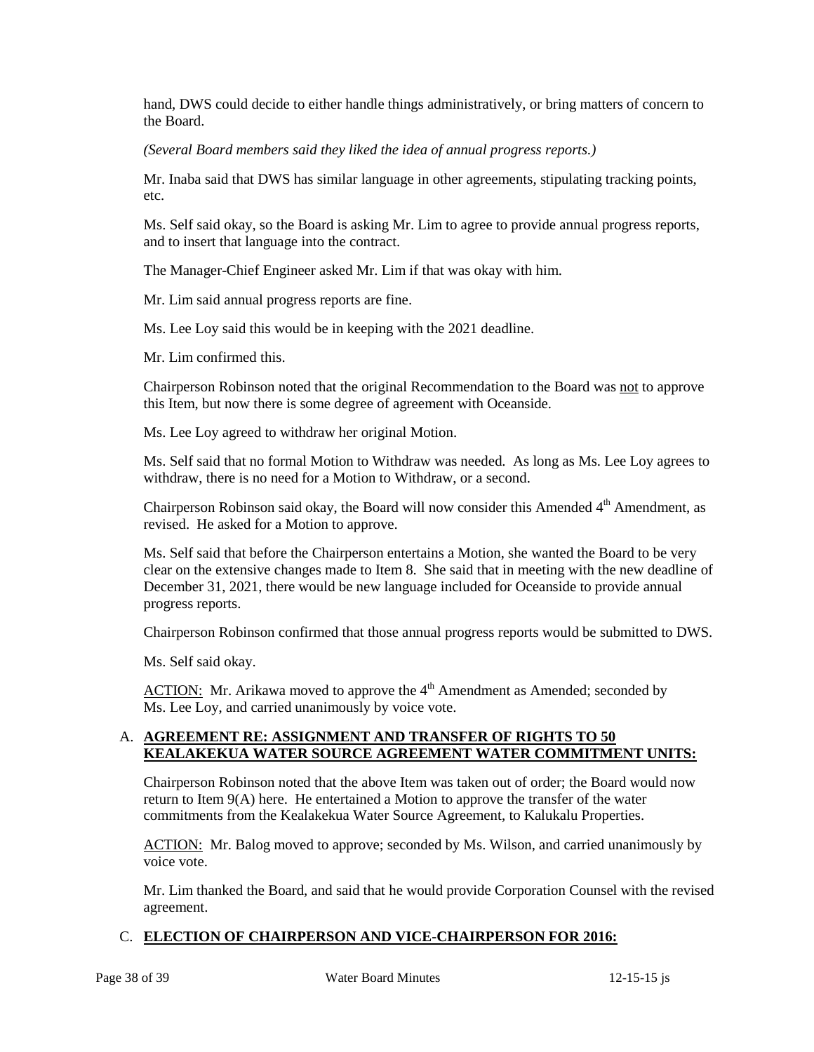hand, DWS could decide to either handle things administratively, or bring matters of concern to the Board.

*(Several Board members said they liked the idea of annual progress reports.)*

Mr. Inaba said that DWS has similar language in other agreements, stipulating tracking points, etc.

Ms. Self said okay, so the Board is asking Mr. Lim to agree to provide annual progress reports, and to insert that language into the contract.

The Manager-Chief Engineer asked Mr. Lim if that was okay with him.

Mr. Lim said annual progress reports are fine.

Ms. Lee Loy said this would be in keeping with the 2021 deadline.

Mr. Lim confirmed this.

Chairperson Robinson noted that the original Recommendation to the Board was not to approve this Item, but now there is some degree of agreement with Oceanside.

Ms. Lee Loy agreed to withdraw her original Motion.

Ms. Self said that no formal Motion to Withdraw was needed. As long as Ms. Lee Loy agrees to withdraw, there is no need for a Motion to Withdraw, or a second.

Chairperson Robinson said okay, the Board will now consider this Amended 4th Amendment, as revised. He asked for a Motion to approve.

Ms. Self said that before the Chairperson entertains a Motion, she wanted the Board to be very clear on the extensive changes made to Item 8. She said that in meeting with the new deadline of December 31, 2021, there would be new language included for Oceanside to provide annual progress reports.

Chairperson Robinson confirmed that those annual progress reports would be submitted to DWS.

Ms. Self said okay.

ACTION: Mr. Arikawa moved to approve the 4th Amendment as Amended; seconded by Ms. Lee Loy, and carried unanimously by voice vote.

A. **AGREEMENT RE: ASSIGNMENT AND TRANSFER OF RIGHTS TO 50 KEALAKEKUA WATER SOURCE AGREEMENT WATER COMMITMENT UNITS:**

Chairperson Robinson noted that the above Item was taken out of order; the Board would now return to Item 9(A) here. He entertained a Motion to approve the transfer of the water commitments from the Kealakekua Water Source Agreement, to Kalukalu Properties.

ACTION: Mr. Balog moved to approve; seconded by Ms. Wilson, and carried unanimously by voice vote.

Mr. Lim thanked the Board, and said that he would provide Corporation Counsel with the revised agreement.

C. **ELECTION OF CHAIRPERSON AND VICE-CHAIRPERSON FOR 2016:**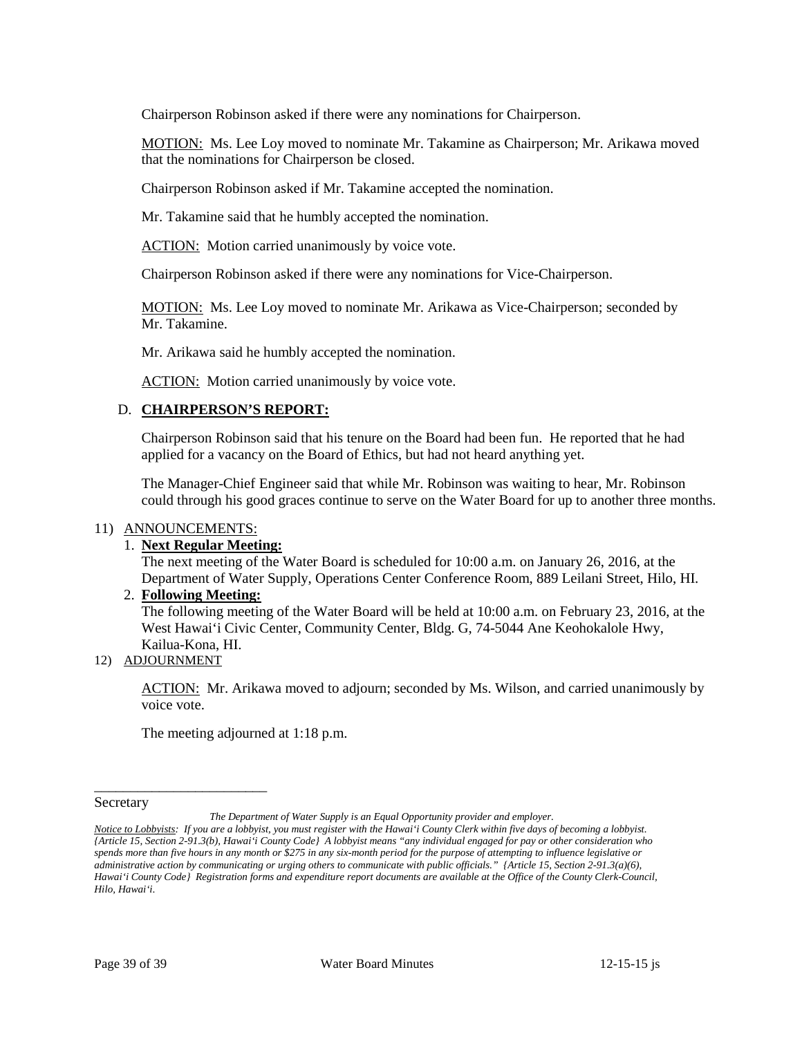Chairperson Robinson asked if there were any nominations for Chairperson.

MOTION: Ms. Lee Loy moved to nominate Mr. Takamine as Chairperson; Mr. Arikawa moved that the nominations for Chairperson be closed.

Chairperson Robinson asked if Mr. Takamine accepted the nomination.

Mr. Takamine said that he humbly accepted the nomination.

ACTION: Motion carried unanimously by voice vote.

Chairperson Robinson asked if there were any nominations for Vice-Chairperson.

MOTION: Ms. Lee Loy moved to nominate Mr. Arikawa as Vice-Chairperson; seconded by Mr. Takamine.

Mr. Arikawa said he humbly accepted the nomination.

ACTION: Motion carried unanimously by voice vote.

D. **CHAIRPERSON'S REPORT:**

Chairperson Robinson said that his tenure on the Board had been fun. He reported that he had applied for a vacancy on the Board of Ethics, but had not heard anything yet.

The Manager-Chief Engineer said that while Mr. Robinson was waiting to hear, Mr. Robinson could through his good graces continue to serve on the Water Board for up to another three months.

11) ANNOUNCEMENTS:

1. **Next Regular Meeting:**
   The next meeting of the Water Board is scheduled for 10:00 a.m. on January 26, 2016, at the Department of Water Supply, Operations Center Conference Room, 889 Leilani Street, Hilo, HI.
2. **Following Meeting:**
   The following meeting of the Water Board will be held at 10:00 a.m. on February 23, 2016, at the West Hawai'i Civic Center, Community Center, Bldg. G, 74-5044 Ane Keohokalole Hwy, Kailua-Kona, HI.

12) ADJOURNMENT

ACTION: Mr. Arikawa moved to adjourn; seconded by Ms. Wilson, and carried unanimously by voice vote.

The meeting adjourned at 1:18 p.m.

\_\_\_\_\_\_\_\_\_\_\_\_\_\_\_\_\_\_\_\_\_\_\_\_\_

Secretary

*The Department of Water Supply is an Equal Opportunity provider and employer.*

*Notice to Lobbyists: If you are a lobbyist, you must register with the Hawai'i County Clerk within five days of becoming a lobbyist. {Article 15, Section 2-91.3(b), Hawai'i County Code} A lobbyist means "any individual engaged for pay or other consideration who spends more than five hours in any month or $275 in any six-month period for the purpose of attempting to influence legislative or administrative action by communicating or urging others to communicate with public officials." {Article 15, Section 2-91.3(a)(6), Hawai'i County Code} Registration forms and expenditure report documents are available at the Office of the County Clerk-Council, Hilo, Hawai'i.*